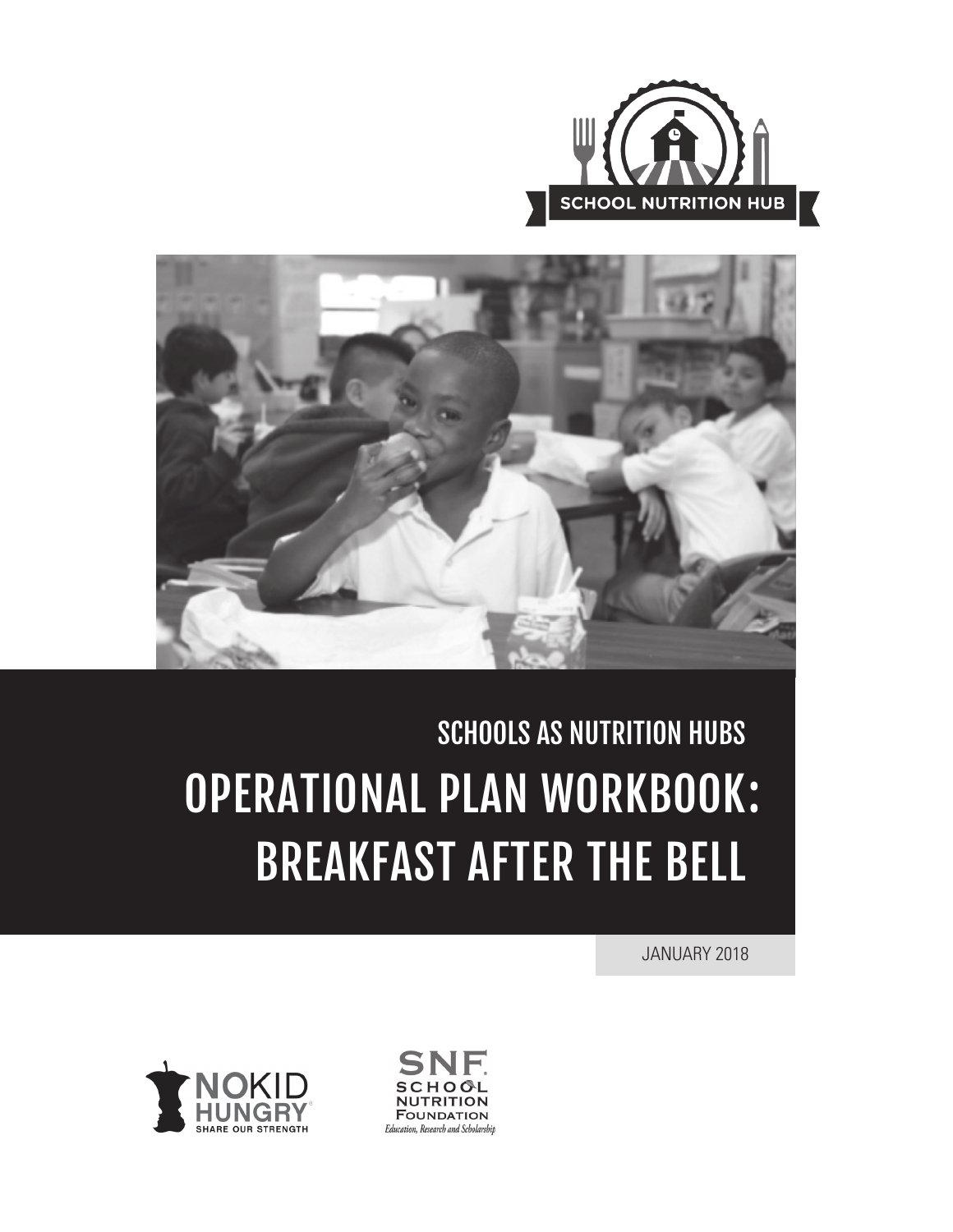SCHOOL NUTRITION HUB

SCHOOLS AS NUTRITION HUBS

# OPERATIONAL PLAN WORKBOOK: BREAKFAST AFTER THE BELL

JANUARY 2018

NO KID HUNGRY®
SHARE OUR STRENGTH

SNF
SCHOOL NUTRITION FOUNDATION
Education, Research and Scholarship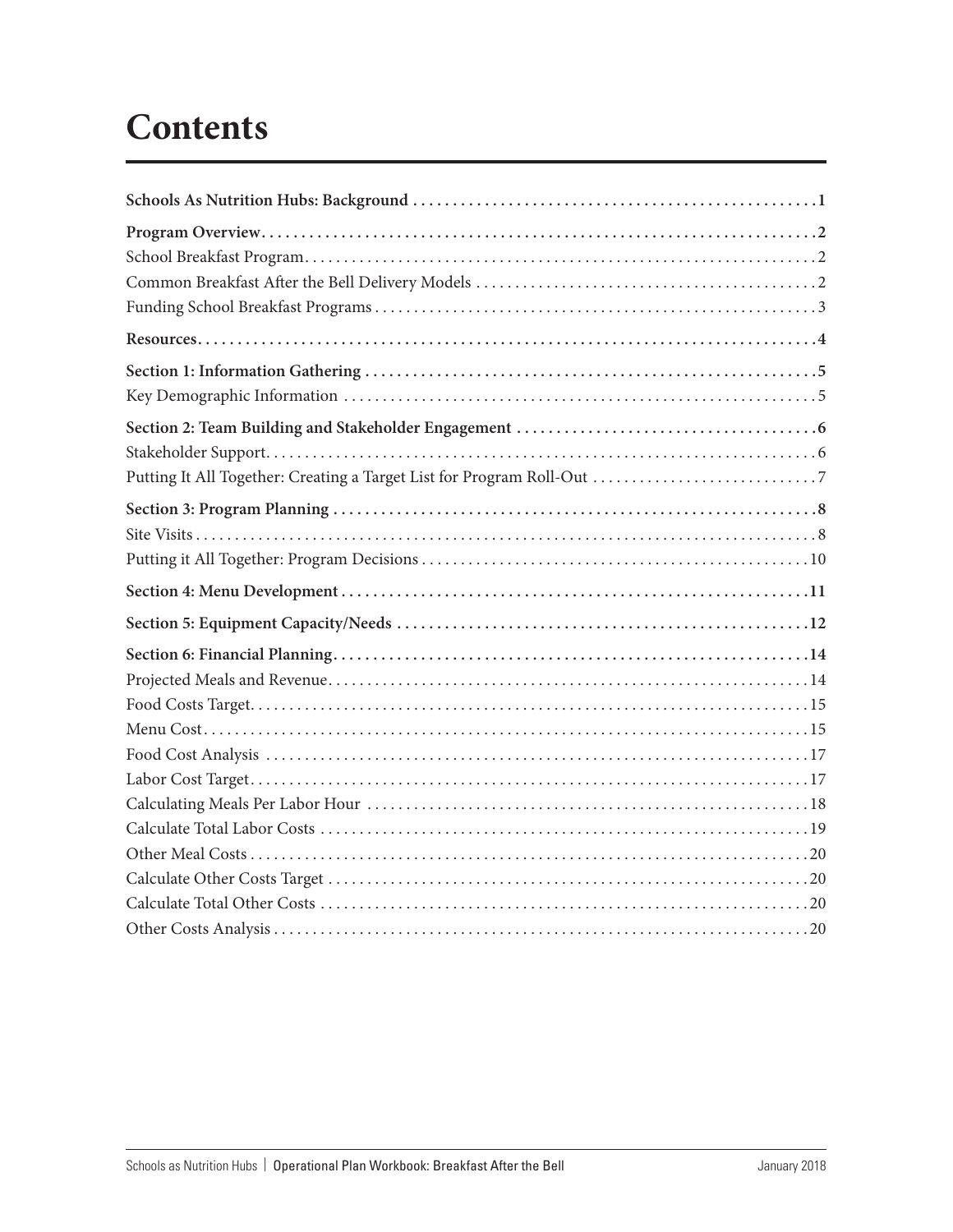# Contents

**Schools As Nutrition Hubs: Background** . . . . . . . . . . . . . . . . . . . . . . . . . . . . . . . . . . . . . . . . . . . . . . . . . . **1**

**Program Overview** . . . . . . . . . . . . . . . . . . . . . . . . . . . . . . . . . . . . . . . . . . . . . . . . . . . . . . . . . . . . . . . . . . . . **2**
School Breakfast Program . . . . . . . . . . . . . . . . . . . . . . . . . . . . . . . . . . . . . . . . . . . . . . . . . . . . . . . . . . . . . . . 2
Common Breakfast After the Bell Delivery Models . . . . . . . . . . . . . . . . . . . . . . . . . . . . . . . . . . . . . . . . . . . 2
Funding School Breakfast Programs . . . . . . . . . . . . . . . . . . . . . . . . . . . . . . . . . . . . . . . . . . . . . . . . . . . . . . . 3

**Resources** . . . . . . . . . . . . . . . . . . . . . . . . . . . . . . . . . . . . . . . . . . . . . . . . . . . . . . . . . . . . . . . . . . . . . . . . . . . **4**

**Section 1: Information Gathering** . . . . . . . . . . . . . . . . . . . . . . . . . . . . . . . . . . . . . . . . . . . . . . . . . . . . . . . **5**
Key Demographic Information . . . . . . . . . . . . . . . . . . . . . . . . . . . . . . . . . . . . . . . . . . . . . . . . . . . . . . . . . . . 5

**Section 2: Team Building and Stakeholder Engagement** . . . . . . . . . . . . . . . . . . . . . . . . . . . . . . . . . . . . . **6**
Stakeholder Support . . . . . . . . . . . . . . . . . . . . . . . . . . . . . . . . . . . . . . . . . . . . . . . . . . . . . . . . . . . . . . . . . . . . 6
Putting It All Together: Creating a Target List for Program Roll-Out . . . . . . . . . . . . . . . . . . . . . . . . . . . . 7

**Section 3: Program Planning** . . . . . . . . . . . . . . . . . . . . . . . . . . . . . . . . . . . . . . . . . . . . . . . . . . . . . . . . . . . . **8**
Site Visits . . . . . . . . . . . . . . . . . . . . . . . . . . . . . . . . . . . . . . . . . . . . . . . . . . . . . . . . . . . . . . . . . . . . . . . . . . . . 8
Putting it All Together: Program Decisions . . . . . . . . . . . . . . . . . . . . . . . . . . . . . . . . . . . . . . . . . . . . . . . . . 10

**Section 4: Menu Development** . . . . . . . . . . . . . . . . . . . . . . . . . . . . . . . . . . . . . . . . . . . . . . . . . . . . . . . . . . **11**

**Section 5: Equipment Capacity/Needs** . . . . . . . . . . . . . . . . . . . . . . . . . . . . . . . . . . . . . . . . . . . . . . . . . . . **12**

**Section 6: Financial Planning** . . . . . . . . . . . . . . . . . . . . . . . . . . . . . . . . . . . . . . . . . . . . . . . . . . . . . . . . . . . **14**
Projected Meals and Revenue . . . . . . . . . . . . . . . . . . . . . . . . . . . . . . . . . . . . . . . . . . . . . . . . . . . . . . . . . . . . 14
Food Costs Target . . . . . . . . . . . . . . . . . . . . . . . . . . . . . . . . . . . . . . . . . . . . . . . . . . . . . . . . . . . . . . . . . . . . . 15
Menu Cost . . . . . . . . . . . . . . . . . . . . . . . . . . . . . . . . . . . . . . . . . . . . . . . . . . . . . . . . . . . . . . . . . . . . . . . . . . . 15
Food Cost Analysis . . . . . . . . . . . . . . . . . . . . . . . . . . . . . . . . . . . . . . . . . . . . . . . . . . . . . . . . . . . . . . . . . . . . 17
Labor Cost Target . . . . . . . . . . . . . . . . . . . . . . . . . . . . . . . . . . . . . . . . . . . . . . . . . . . . . . . . . . . . . . . . . . . . . 17
Calculating Meals Per Labor Hour . . . . . . . . . . . . . . . . . . . . . . . . . . . . . . . . . . . . . . . . . . . . . . . . . . . . . . . . 18
Calculate Total Labor Costs . . . . . . . . . . . . . . . . . . . . . . . . . . . . . . . . . . . . . . . . . . . . . . . . . . . . . . . . . . . . . 19
Other Meal Costs . . . . . . . . . . . . . . . . . . . . . . . . . . . . . . . . . . . . . . . . . . . . . . . . . . . . . . . . . . . . . . . . . . . . . . 20
Calculate Other Costs Target . . . . . . . . . . . . . . . . . . . . . . . . . . . . . . . . . . . . . . . . . . . . . . . . . . . . . . . . . . . . 20
Calculate Total Other Costs . . . . . . . . . . . . . . . . . . . . . . . . . . . . . . . . . . . . . . . . . . . . . . . . . . . . . . . . . . . . . 20
Other Costs Analysis . . . . . . . . . . . . . . . . . . . . . . . . . . . . . . . . . . . . . . . . . . . . . . . . . . . . . . . . . . . . . . . . . . . 20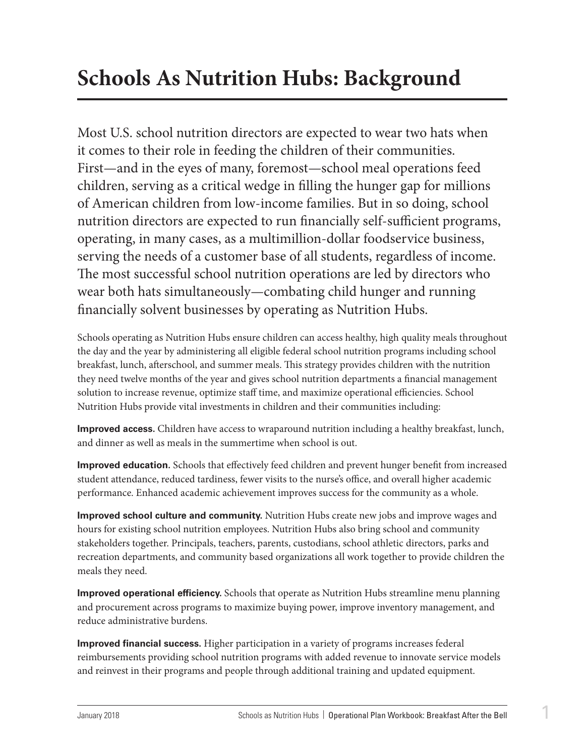# Schools As Nutrition Hubs: Background

Most U.S. school nutrition directors are expected to wear two hats when it comes to their role in feeding the children of their communities. First—and in the eyes of many, foremost—school meal operations feed children, serving as a critical wedge in filling the hunger gap for millions of American children from low-income families. But in so doing, school nutrition directors are expected to run financially self-sufficient programs, operating, in many cases, as a multimillion-dollar foodservice business, serving the needs of a customer base of all students, regardless of income. The most successful school nutrition operations are led by directors who wear both hats simultaneously—combating child hunger and running financially solvent businesses by operating as Nutrition Hubs.

Schools operating as Nutrition Hubs ensure children can access healthy, high quality meals throughout the day and the year by administering all eligible federal school nutrition programs including school breakfast, lunch, afterschool, and summer meals. This strategy provides children with the nutrition they need twelve months of the year and gives school nutrition departments a financial management solution to increase revenue, optimize staff time, and maximize operational efficiencies. School Nutrition Hubs provide vital investments in children and their communities including:

**Improved access.** Children have access to wraparound nutrition including a healthy breakfast, lunch, and dinner as well as meals in the summertime when school is out.

**Improved education.** Schools that effectively feed children and prevent hunger benefit from increased student attendance, reduced tardiness, fewer visits to the nurse's office, and overall higher academic performance. Enhanced academic achievement improves success for the community as a whole.

**Improved school culture and community.** Nutrition Hubs create new jobs and improve wages and hours for existing school nutrition employees. Nutrition Hubs also bring school and community stakeholders together. Principals, teachers, parents, custodians, school athletic directors, parks and recreation departments, and community based organizations all work together to provide children the meals they need.

**Improved operational efficiency.** Schools that operate as Nutrition Hubs streamline menu planning and procurement across programs to maximize buying power, improve inventory management, and reduce administrative burdens.

**Improved financial success.** Higher participation in a variety of programs increases federal reimbursements providing school nutrition programs with added revenue to innovate service models and reinvest in their programs and people through additional training and updated equipment.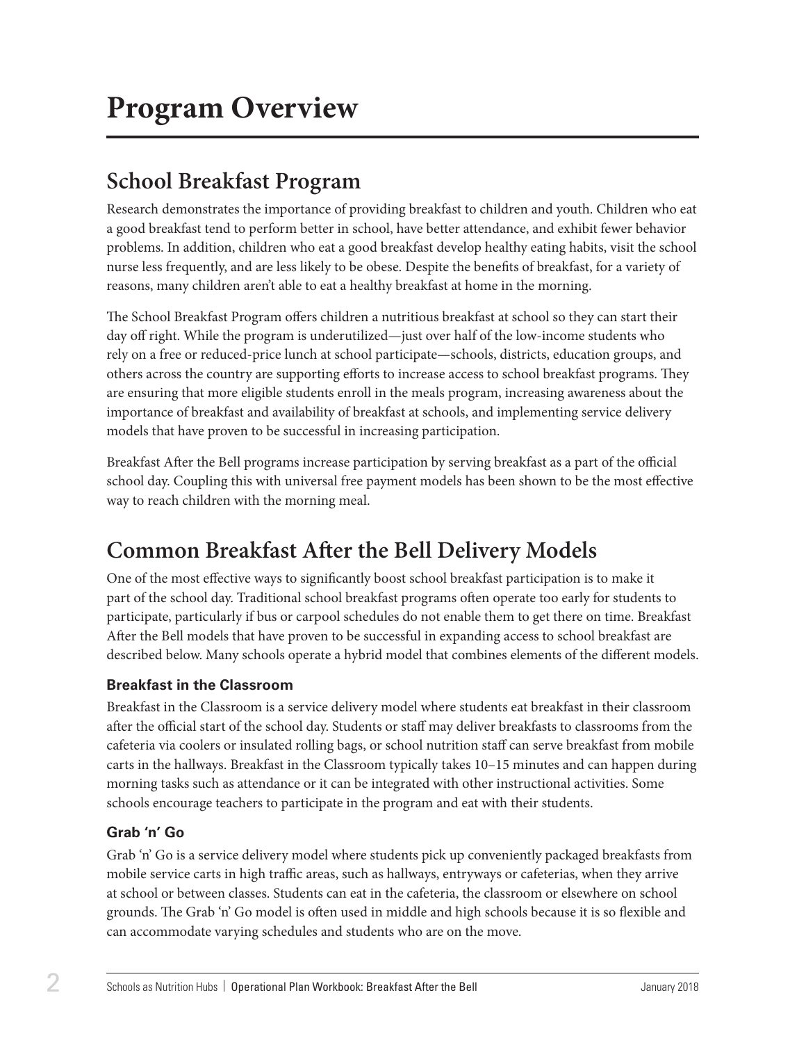# Program Overview

## School Breakfast Program

Research demonstrates the importance of providing breakfast to children and youth. Children who eat a good breakfast tend to perform better in school, have better attendance, and exhibit fewer behavior problems. In addition, children who eat a good breakfast develop healthy eating habits, visit the school nurse less frequently, and are less likely to be obese. Despite the benefits of breakfast, for a variety of reasons, many children aren't able to eat a healthy breakfast at home in the morning.

The School Breakfast Program offers children a nutritious breakfast at school so they can start their day off right. While the program is underutilized—just over half of the low-income students who rely on a free or reduced-price lunch at school participate—schools, districts, education groups, and others across the country are supporting efforts to increase access to school breakfast programs. They are ensuring that more eligible students enroll in the meals program, increasing awareness about the importance of breakfast and availability of breakfast at schools, and implementing service delivery models that have proven to be successful in increasing participation.

Breakfast After the Bell programs increase participation by serving breakfast as a part of the official school day. Coupling this with universal free payment models has been shown to be the most effective way to reach children with the morning meal.

## Common Breakfast After the Bell Delivery Models

One of the most effective ways to significantly boost school breakfast participation is to make it part of the school day. Traditional school breakfast programs often operate too early for students to participate, particularly if bus or carpool schedules do not enable them to get there on time. Breakfast After the Bell models that have proven to be successful in expanding access to school breakfast are described below. Many schools operate a hybrid model that combines elements of the different models.

### Breakfast in the Classroom

Breakfast in the Classroom is a service delivery model where students eat breakfast in their classroom after the official start of the school day. Students or staff may deliver breakfasts to classrooms from the cafeteria via coolers or insulated rolling bags, or school nutrition staff can serve breakfast from mobile carts in the hallways. Breakfast in the Classroom typically takes 10–15 minutes and can happen during morning tasks such as attendance or it can be integrated with other instructional activities. Some schools encourage teachers to participate in the program and eat with their students.

### Grab 'n' Go

Grab 'n' Go is a service delivery model where students pick up conveniently packaged breakfasts from mobile service carts in high traffic areas, such as hallways, entryways or cafeterias, when they arrive at school or between classes. Students can eat in the cafeteria, the classroom or elsewhere on school grounds. The Grab 'n' Go model is often used in middle and high schools because it is so flexible and can accommodate varying schedules and students who are on the move.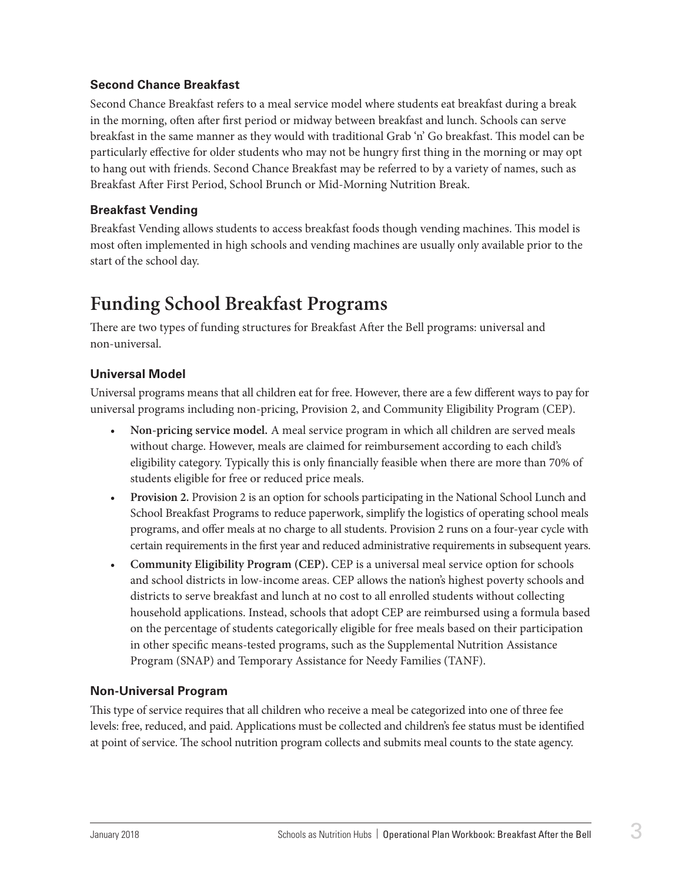### Second Chance Breakfast

Second Chance Breakfast refers to a meal service model where students eat breakfast during a break in the morning, often after first period or midway between breakfast and lunch. Schools can serve breakfast in the same manner as they would with traditional Grab 'n' Go breakfast. This model can be particularly effective for older students who may not be hungry first thing in the morning or may opt to hang out with friends. Second Chance Breakfast may be referred to by a variety of names, such as Breakfast After First Period, School Brunch or Mid-Morning Nutrition Break.

### Breakfast Vending

Breakfast Vending allows students to access breakfast foods though vending machines. This model is most often implemented in high schools and vending machines are usually only available prior to the start of the school day.

## Funding School Breakfast Programs

There are two types of funding structures for Breakfast After the Bell programs: universal and non-universal.

### Universal Model

Universal programs means that all children eat for free. However, there are a few different ways to pay for universal programs including non-pricing, Provision 2, and Community Eligibility Program (CEP).

- **Non-pricing service model.** A meal service program in which all children are served meals without charge. However, meals are claimed for reimbursement according to each child's eligibility category. Typically this is only financially feasible when there are more than 70% of students eligible for free or reduced price meals.
- **Provision 2.** Provision 2 is an option for schools participating in the National School Lunch and School Breakfast Programs to reduce paperwork, simplify the logistics of operating school meals programs, and offer meals at no charge to all students. Provision 2 runs on a four-year cycle with certain requirements in the first year and reduced administrative requirements in subsequent years.
- **Community Eligibility Program (CEP).** CEP is a universal meal service option for schools and school districts in low-income areas. CEP allows the nation's highest poverty schools and districts to serve breakfast and lunch at no cost to all enrolled students without collecting household applications. Instead, schools that adopt CEP are reimbursed using a formula based on the percentage of students categorically eligible for free meals based on their participation in other specific means-tested programs, such as the Supplemental Nutrition Assistance Program (SNAP) and Temporary Assistance for Needy Families (TANF).

### Non-Universal Program

This type of service requires that all children who receive a meal be categorized into one of three fee levels: free, reduced, and paid. Applications must be collected and children's fee status must be identified at point of service. The school nutrition program collects and submits meal counts to the state agency.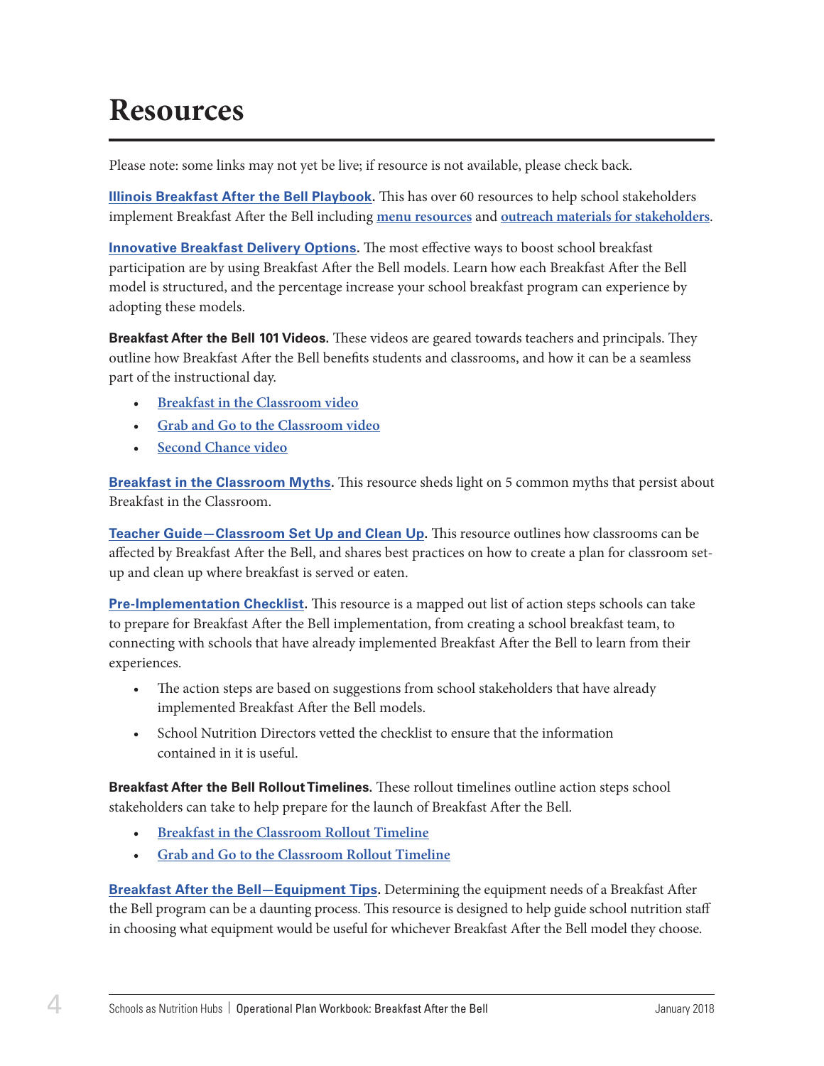# Resources

Please note: some links may not yet be live; if resource is not available, please check back.

**Illinois Breakfast After the Bell Playbook.** This has over 60 resources to help school stakeholders implement Breakfast After the Bell including menu resources and outreach materials for stakeholders.

**Innovative Breakfast Delivery Options.** The most effective ways to boost school breakfast participation are by using Breakfast After the Bell models. Learn how each Breakfast After the Bell model is structured, and the percentage increase your school breakfast program can experience by adopting these models.

**Breakfast After the Bell 101 Videos.** These videos are geared towards teachers and principals. They outline how Breakfast After the Bell benefits students and classrooms, and how it can be a seamless part of the instructional day.

- Breakfast in the Classroom video
- Grab and Go to the Classroom video
- Second Chance video

**Breakfast in the Classroom Myths.** This resource sheds light on 5 common myths that persist about Breakfast in the Classroom.

**Teacher Guide—Classroom Set Up and Clean Up.** This resource outlines how classrooms can be affected by Breakfast After the Bell, and shares best practices on how to create a plan for classroom set-up and clean up where breakfast is served or eaten.

**Pre-Implementation Checklist.** This resource is a mapped out list of action steps schools can take to prepare for Breakfast After the Bell implementation, from creating a school breakfast team, to connecting with schools that have already implemented Breakfast After the Bell to learn from their experiences.

- The action steps are based on suggestions from school stakeholders that have already implemented Breakfast After the Bell models.
- School Nutrition Directors vetted the checklist to ensure that the information contained in it is useful.

**Breakfast After the Bell Rollout Timelines.** These rollout timelines outline action steps school stakeholders can take to help prepare for the launch of Breakfast After the Bell.

- Breakfast in the Classroom Rollout Timeline
- Grab and Go to the Classroom Rollout Timeline

**Breakfast After the Bell—Equipment Tips.** Determining the equipment needs of a Breakfast After the Bell program can be a daunting process. This resource is designed to help guide school nutrition staff in choosing what equipment would be useful for whichever Breakfast After the Bell model they choose.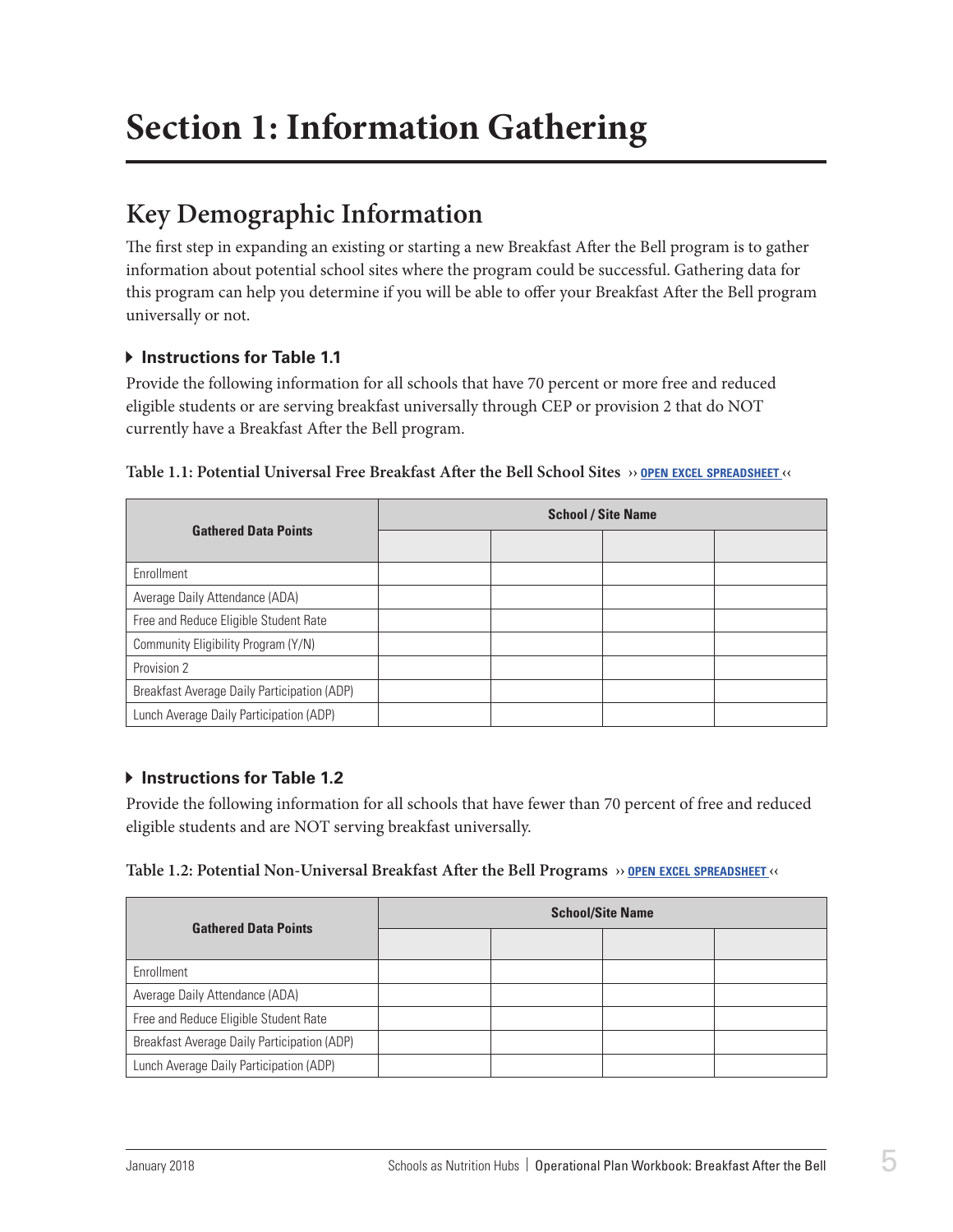# Section 1: Information Gathering

## Key Demographic Information

The first step in expanding an existing or starting a new Breakfast After the Bell program is to gather information about potential school sites where the program could be successful. Gathering data for this program can help you determine if you will be able to offer your Breakfast After the Bell program universally or not.

### Instructions for Table 1.1

Provide the following information for all schools that have 70 percent or more free and reduced eligible students or are serving breakfast universally through CEP or provision 2 that do NOT currently have a Breakfast After the Bell program.

**Table 1.1: Potential Universal Free Breakfast After the Bell School Sites** ›› OPEN EXCEL SPREADSHEET ‹‹

| Gathered Data Points | School / Site Name | | | |
|---|---|---|---|---|
| | | | | |
| Enrollment | | | | |
| Average Daily Attendance (ADA) | | | | |
| Free and Reduce Eligible Student Rate | | | | |
| Community Eligibility Program (Y/N) | | | | |
| Provision 2 | | | | |
| Breakfast Average Daily Participation (ADP) | | | | |
| Lunch Average Daily Participation (ADP) | | | | |

### Instructions for Table 1.2

Provide the following information for all schools that have fewer than 70 percent of free and reduced eligible students and are NOT serving breakfast universally.

**Table 1.2: Potential Non-Universal Breakfast After the Bell Programs** ›› OPEN EXCEL SPREADSHEET ‹‹

| Gathered Data Points | School/Site Name | | | |
|---|---|---|---|---|
| | | | | |
| Enrollment | | | | |
| Average Daily Attendance (ADA) | | | | |
| Free and Reduce Eligible Student Rate | | | | |
| Breakfast Average Daily Participation (ADP) | | | | |
| Lunch Average Daily Participation (ADP) | | | | |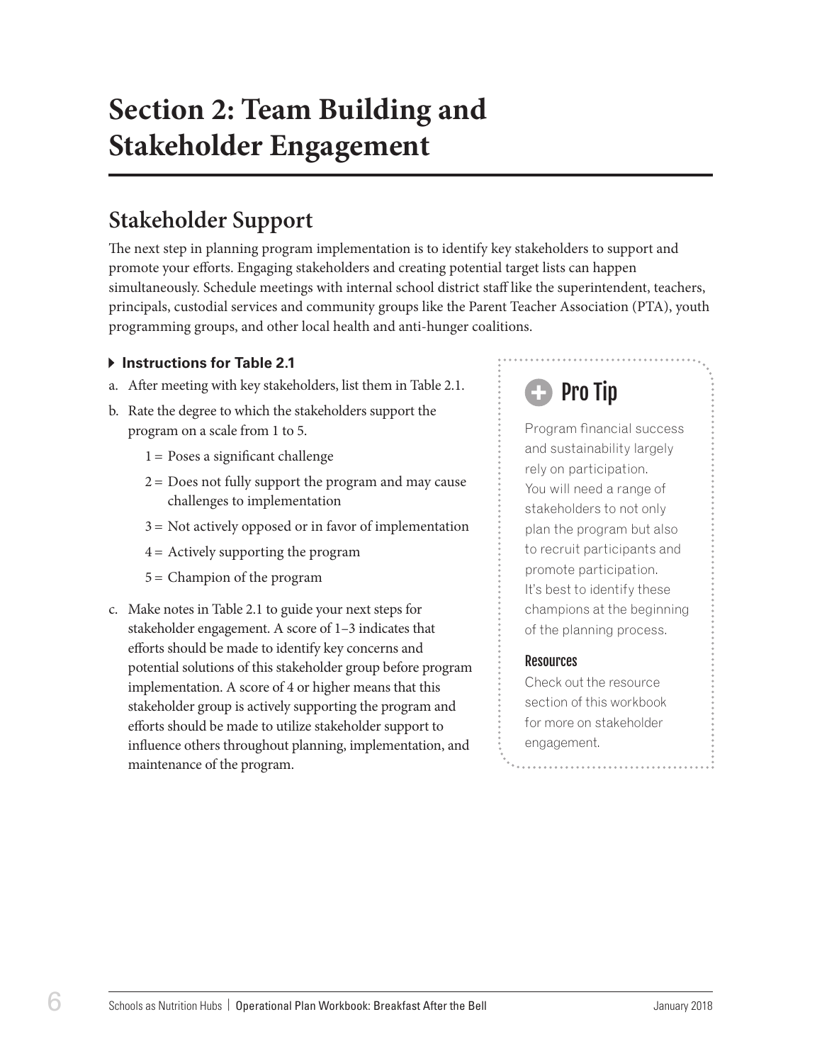# Section 2: Team Building and Stakeholder Engagement

## Stakeholder Support

The next step in planning program implementation is to identify key stakeholders to support and promote your efforts. Engaging stakeholders and creating potential target lists can happen simultaneously. Schedule meetings with internal school district staff like the superintendent, teachers, principals, custodial services and community groups like the Parent Teacher Association (PTA), youth programming groups, and other local health and anti-hunger coalitions.

### Instructions for Table 2.1

a. After meeting with key stakeholders, list them in Table 2.1.

b. Rate the degree to which the stakeholders support the program on a scale from 1 to 5.

   1 = Poses a significant challenge

   2 = Does not fully support the program and may cause challenges to implementation

   3 = Not actively opposed or in favor of implementation

   4 = Actively supporting the program

   5 = Champion of the program

c. Make notes in Table 2.1 to guide your next steps for stakeholder engagement. A score of 1–3 indicates that efforts should be made to identify key concerns and potential solutions of this stakeholder group before program implementation. A score of 4 or higher means that this stakeholder group is actively supporting the program and efforts should be made to utilize stakeholder support to influence others throughout planning, implementation, and maintenance of the program.

### Pro Tip

Program financial success and sustainability largely rely on participation. You will need a range of stakeholders to not only plan the program but also to recruit participants and promote participation. It's best to identify these champions at the beginning of the planning process.

**Resources**

Check out the resource section of this workbook for more on stakeholder engagement.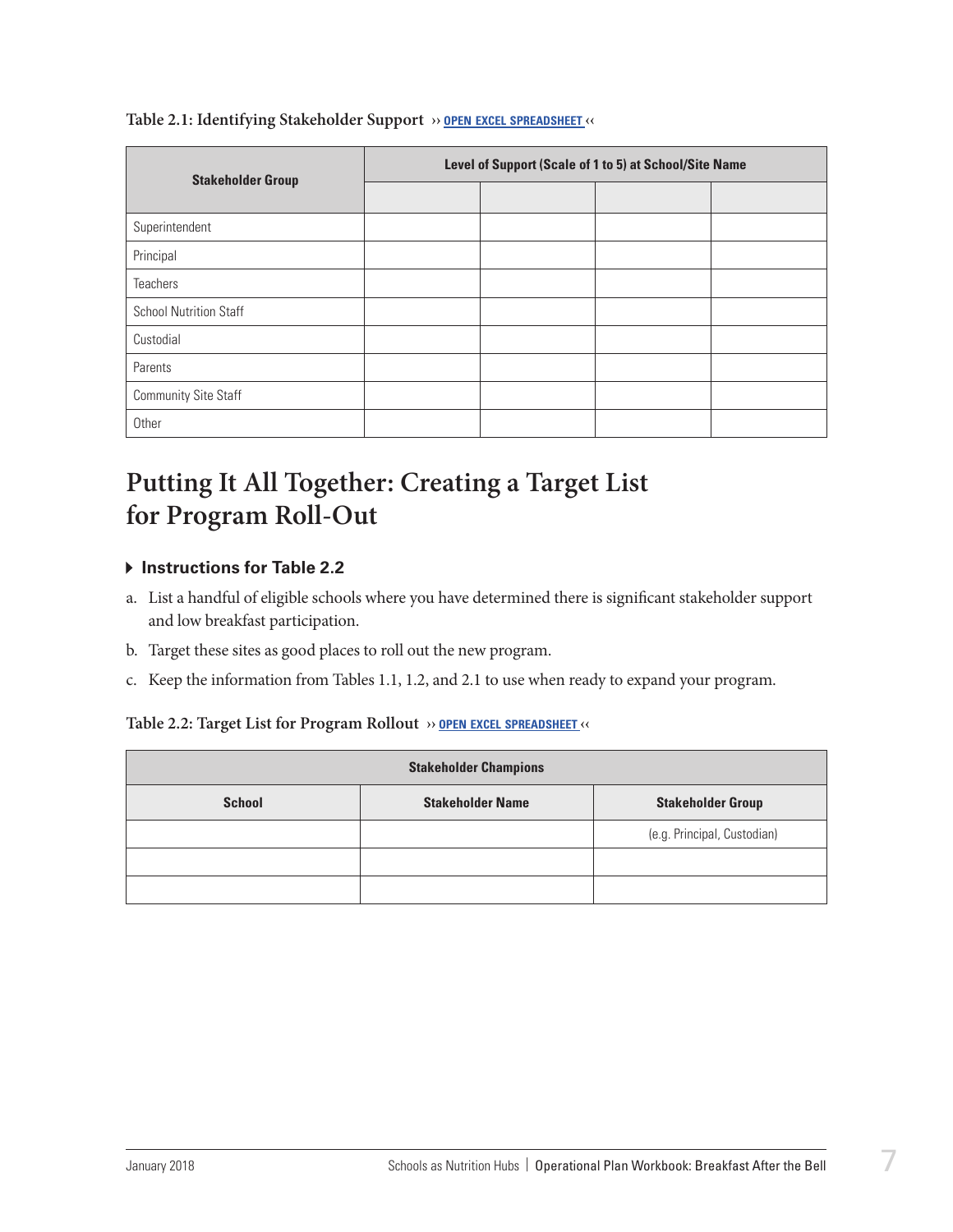**Table 2.1: Identifying Stakeholder Support** ›› OPEN EXCEL SPREADSHEET ‹‹

| Stakeholder Group | Level of Support (Scale of 1 to 5) at School/Site Name | | | |
|---|---|---|---|---|
| | | | | |
| Superintendent | | | | |
| Principal | | | | |
| Teachers | | | | |
| School Nutrition Staff | | | | |
| Custodial | | | | |
| Parents | | | | |
| Community Site Staff | | | | |
| Other | | | | |

# Putting It All Together: Creating a Target List for Program Roll-Out

### Instructions for Table 2.2

a. List a handful of eligible schools where you have determined there is significant stakeholder support and low breakfast participation.

b. Target these sites as good places to roll out the new program.

c. Keep the information from Tables 1.1, 1.2, and 2.1 to use when ready to expand your program.

**Table 2.2: Target List for Program Rollout** ›› OPEN EXCEL SPREADSHEET ‹‹

| Stakeholder Champions | | |
|---|---|---|
| **School** | **Stakeholder Name** | **Stakeholder Group** |
| | | (e.g. Principal, Custodian) |
| | | |
| | | |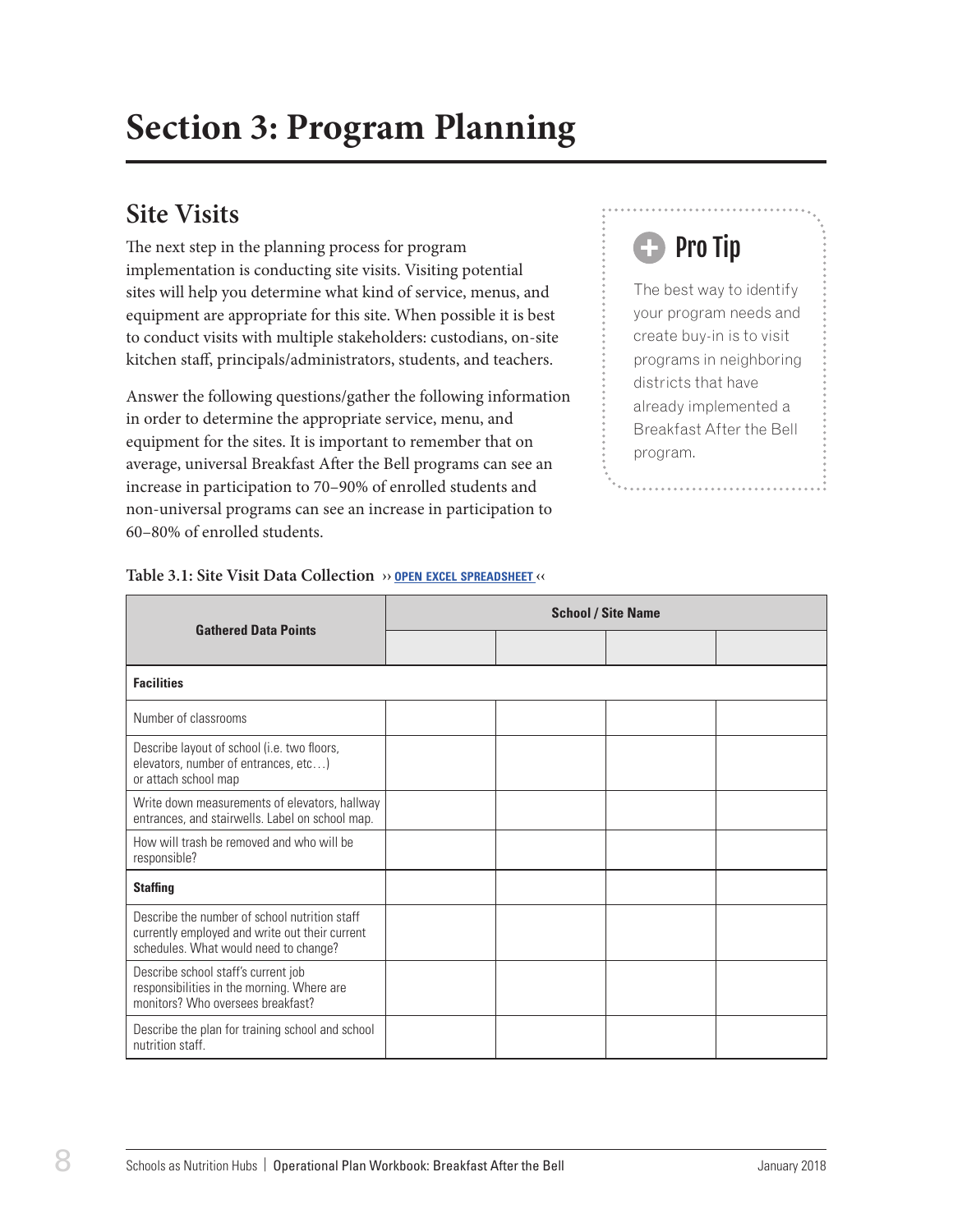# Section 3: Program Planning

## Site Visits

The next step in the planning process for program implementation is conducting site visits. Visiting potential sites will help you determine what kind of service, menus, and equipment are appropriate for this site. When possible it is best to conduct visits with multiple stakeholders: custodians, on-site kitchen staff, principals/administrators, students, and teachers.

Answer the following questions/gather the following information in order to determine the appropriate service, menu, and equipment for the sites. It is important to remember that on average, universal Breakfast After the Bell programs can see an increase in participation to 70–90% of enrolled students and non-universal programs can see an increase in participation to 60–80% of enrolled students.

> **Pro Tip**
>
> The best way to identify your program needs and create buy-in is to visit programs in neighboring districts that have already implemented a Breakfast After the Bell program.

**Table 3.1: Site Visit Data Collection** ›› OPEN EXCEL SPREADSHEET ‹‹

| Gathered Data Points | School / Site Name | | | |
|---|---|---|---|---|
| | | | | |
| **Facilities** | | | | |
| Number of classrooms | | | | |
| Describe layout of school (i.e. two floors, elevators, number of entrances, etc…) or attach school map | | | | |
| Write down measurements of elevators, hallway entrances, and stairwells. Label on school map. | | | | |
| How will trash be removed and who will be responsible? | | | | |
| **Staffing** | | | | |
| Describe the number of school nutrition staff currently employed and write out their current schedules. What would need to change? | | | | |
| Describe school staff's current job responsibilities in the morning. Where are monitors? Who oversees breakfast? | | | | |
| Describe the plan for training school and school nutrition staff. | | | | |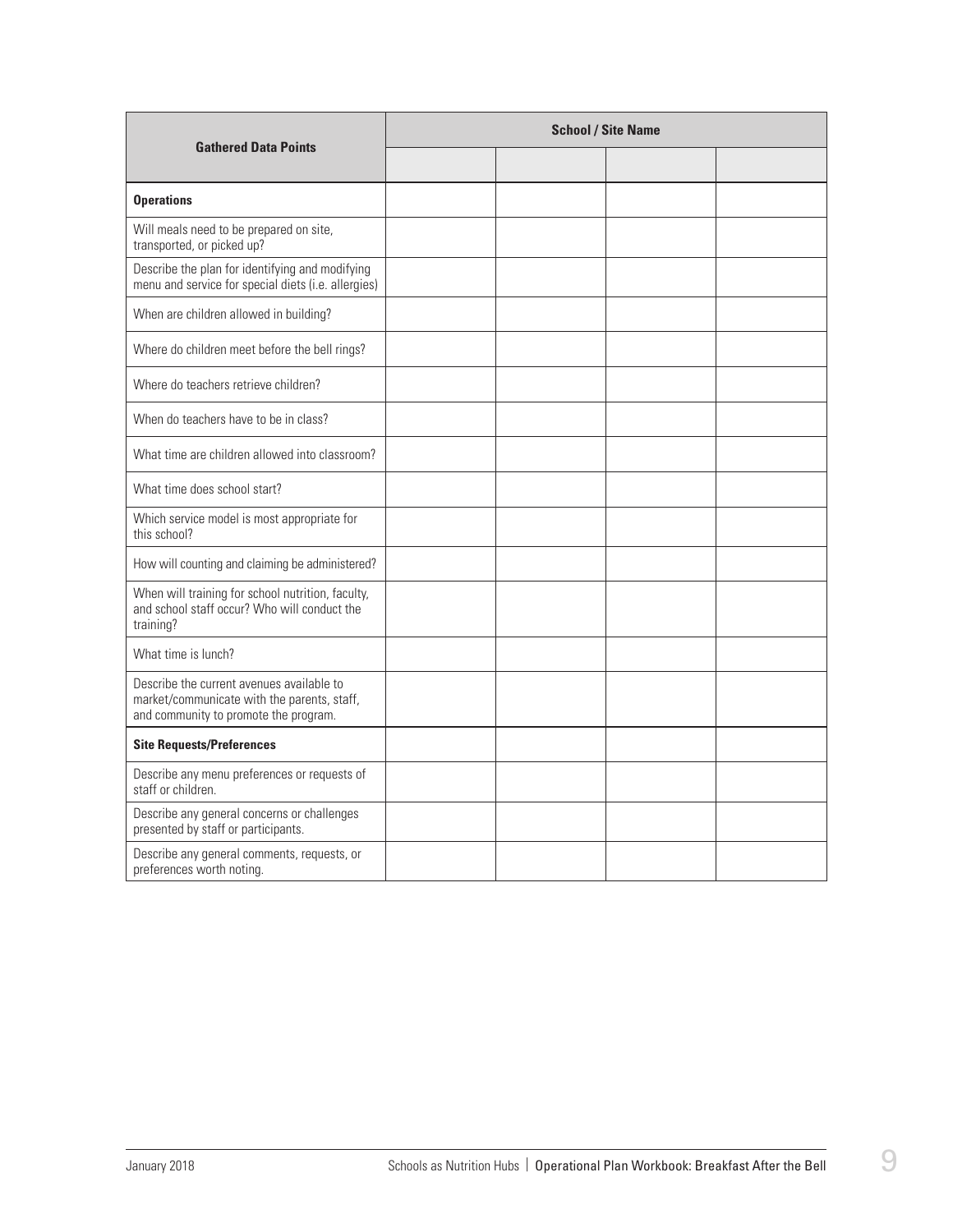| Gathered Data Points | School / Site Name | | | |
|---|---|---|---|---|
| | | | | |
| **Operations** | | | | |
| Will meals need to be prepared on site, transported, or picked up? | | | | |
| Describe the plan for identifying and modifying menu and service for special diets (i.e. allergies) | | | | |
| When are children allowed in building? | | | | |
| Where do children meet before the bell rings? | | | | |
| Where do teachers retrieve children? | | | | |
| When do teachers have to be in class? | | | | |
| What time are children allowed into classroom? | | | | |
| What time does school start? | | | | |
| Which service model is most appropriate for this school? | | | | |
| How will counting and claiming be administered? | | | | |
| When will training for school nutrition, faculty, and school staff occur? Who will conduct the training? | | | | |
| What time is lunch? | | | | |
| Describe the current avenues available to market/communicate with the parents, staff, and community to promote the program. | | | | |
| **Site Requests/Preferences** | | | | |
| Describe any menu preferences or requests of staff or children. | | | | |
| Describe any general concerns or challenges presented by staff or participants. | | | | |
| Describe any general comments, requests, or preferences worth noting. | | | | |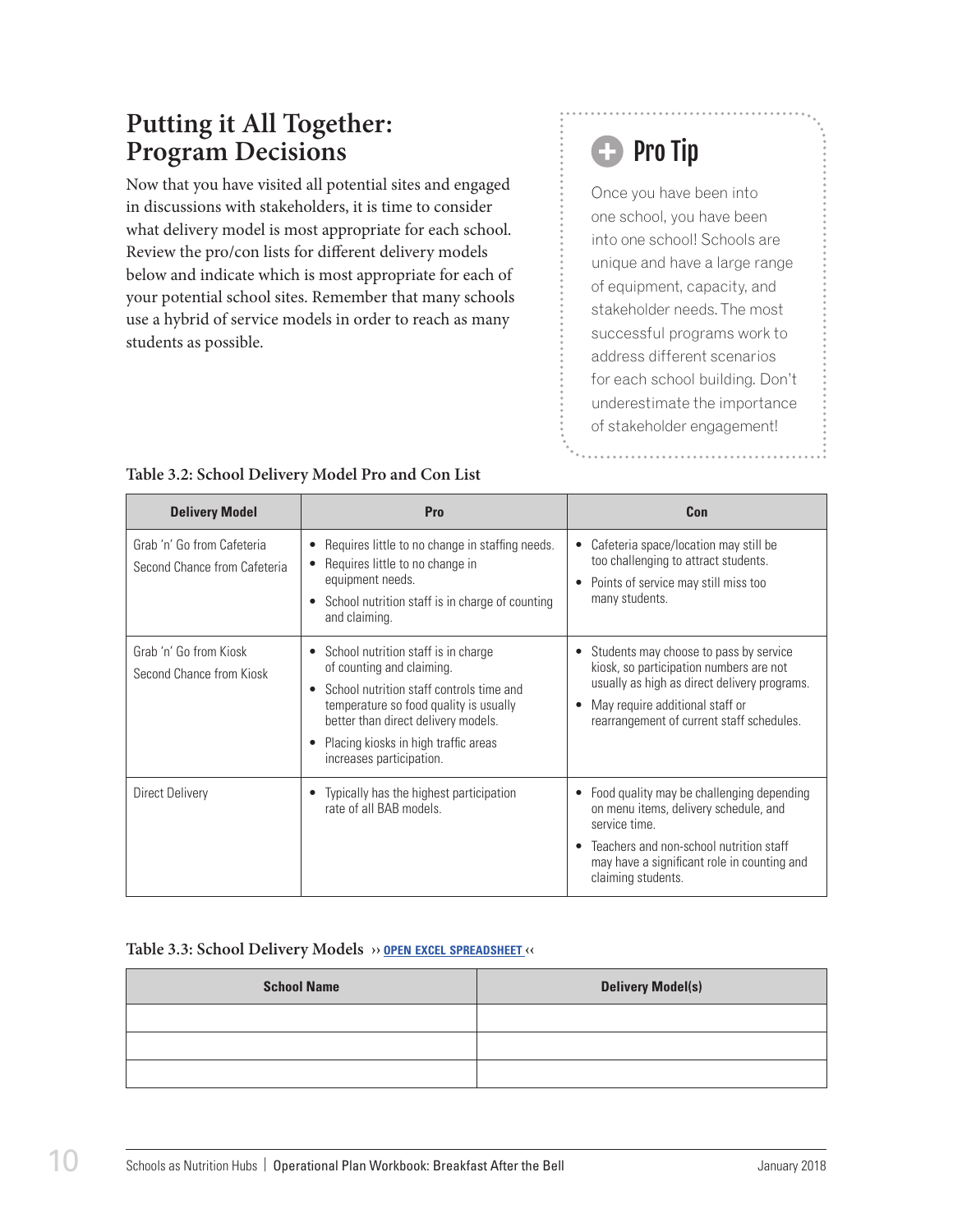## Putting it All Together: Program Decisions

Now that you have visited all potential sites and engaged in discussions with stakeholders, it is time to consider what delivery model is most appropriate for each school. Review the pro/con lists for different delivery models below and indicate which is most appropriate for each of your potential school sites. Remember that many schools use a hybrid of service models in order to reach as many students as possible.

> **Pro Tip**
>
> Once you have been into one school, you have been into one school! Schools are unique and have a large range of equipment, capacity, and stakeholder needs. The most successful programs work to address different scenarios for each school building. Don't underestimate the importance of stakeholder engagement!

**Table 3.2: School Delivery Model Pro and Con List**

| Delivery Model | Pro | Con |
|---|---|---|
| Grab 'n' Go from Cafeteria<br>Second Chance from Cafeteria | • Requires little to no change in staffing needs.<br>• Requires little to no change in equipment needs.<br>• School nutrition staff is in charge of counting and claiming. | • Cafeteria space/location may still be too challenging to attract students.<br>• Points of service may still miss too many students. |
| Grab 'n' Go from Kiosk<br>Second Chance from Kiosk | • School nutrition staff is in charge of counting and claiming.<br>• School nutrition staff controls time and temperature so food quality is usually better than direct delivery models.<br>• Placing kiosks in high traffic areas increases participation. | • Students may choose to pass by service kiosk, so participation numbers are not usually as high as direct delivery programs.<br>• May require additional staff or rearrangement of current staff schedules. |
| Direct Delivery | • Typically has the highest participation rate of all BAB models. | • Food quality may be challenging depending on menu items, delivery schedule, and service time.<br>• Teachers and non-school nutrition staff may have a significant role in counting and claiming students. |

**Table 3.3: School Delivery Models** ›› OPEN EXCEL SPREADSHEET ‹‹

| School Name | Delivery Model(s) |
|---|---|
| | |
| | |
| | |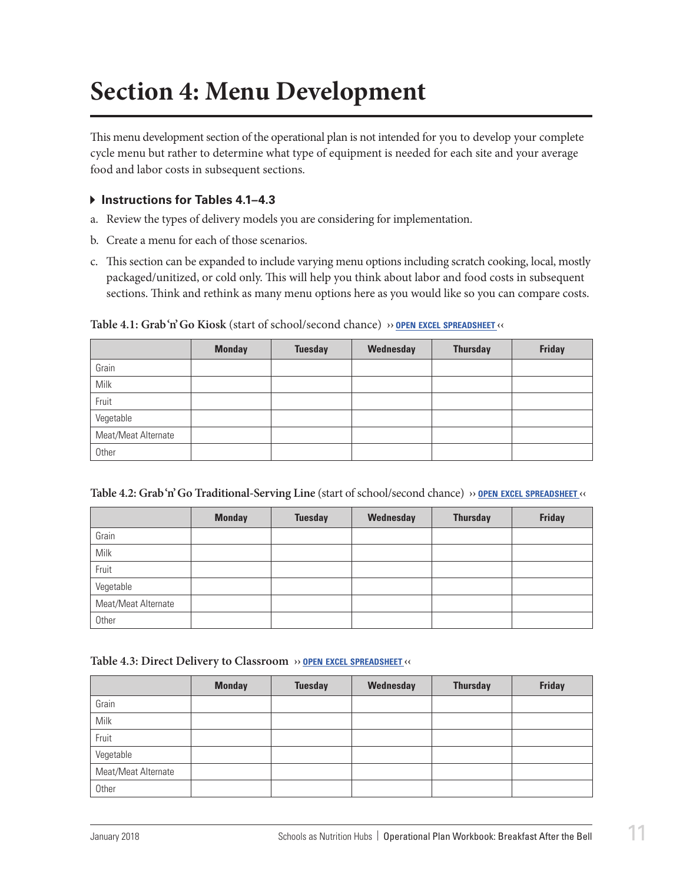# Section 4: Menu Development

This menu development section of the operational plan is not intended for you to develop your complete cycle menu but rather to determine what type of equipment is needed for each site and your average food and labor costs in subsequent sections.

### Instructions for Tables 4.1–4.3

a. Review the types of delivery models you are considering for implementation.

b. Create a menu for each of those scenarios.

c. This section can be expanded to include varying menu options including scratch cooking, local, mostly packaged/unitized, or cold only. This will help you think about labor and food costs in subsequent sections. Think and rethink as many menu options here as you would like so you can compare costs.

**Table 4.1: Grab 'n' Go Kiosk** (start of school/second chance) ›› OPEN EXCEL SPREADSHEET ‹‹

| | Monday | Tuesday | Wednesday | Thursday | Friday |
|---|---|---|---|---|---|
| Grain | | | | | |
| Milk | | | | | |
| Fruit | | | | | |
| Vegetable | | | | | |
| Meat/Meat Alternate | | | | | |
| Other | | | | | |

**Table 4.2: Grab 'n' Go Traditional-Serving Line** (start of school/second chance) ›› OPEN EXCEL SPREADSHEET ‹‹

| | Monday | Tuesday | Wednesday | Thursday | Friday |
|---|---|---|---|---|---|
| Grain | | | | | |
| Milk | | | | | |
| Fruit | | | | | |
| Vegetable | | | | | |
| Meat/Meat Alternate | | | | | |
| Other | | | | | |

**Table 4.3: Direct Delivery to Classroom** ›› OPEN EXCEL SPREADSHEET ‹‹

| | Monday | Tuesday | Wednesday | Thursday | Friday |
|---|---|---|---|---|---|
| Grain | | | | | |
| Milk | | | | | |
| Fruit | | | | | |
| Vegetable | | | | | |
| Meat/Meat Alternate | | | | | |
| Other | | | | | |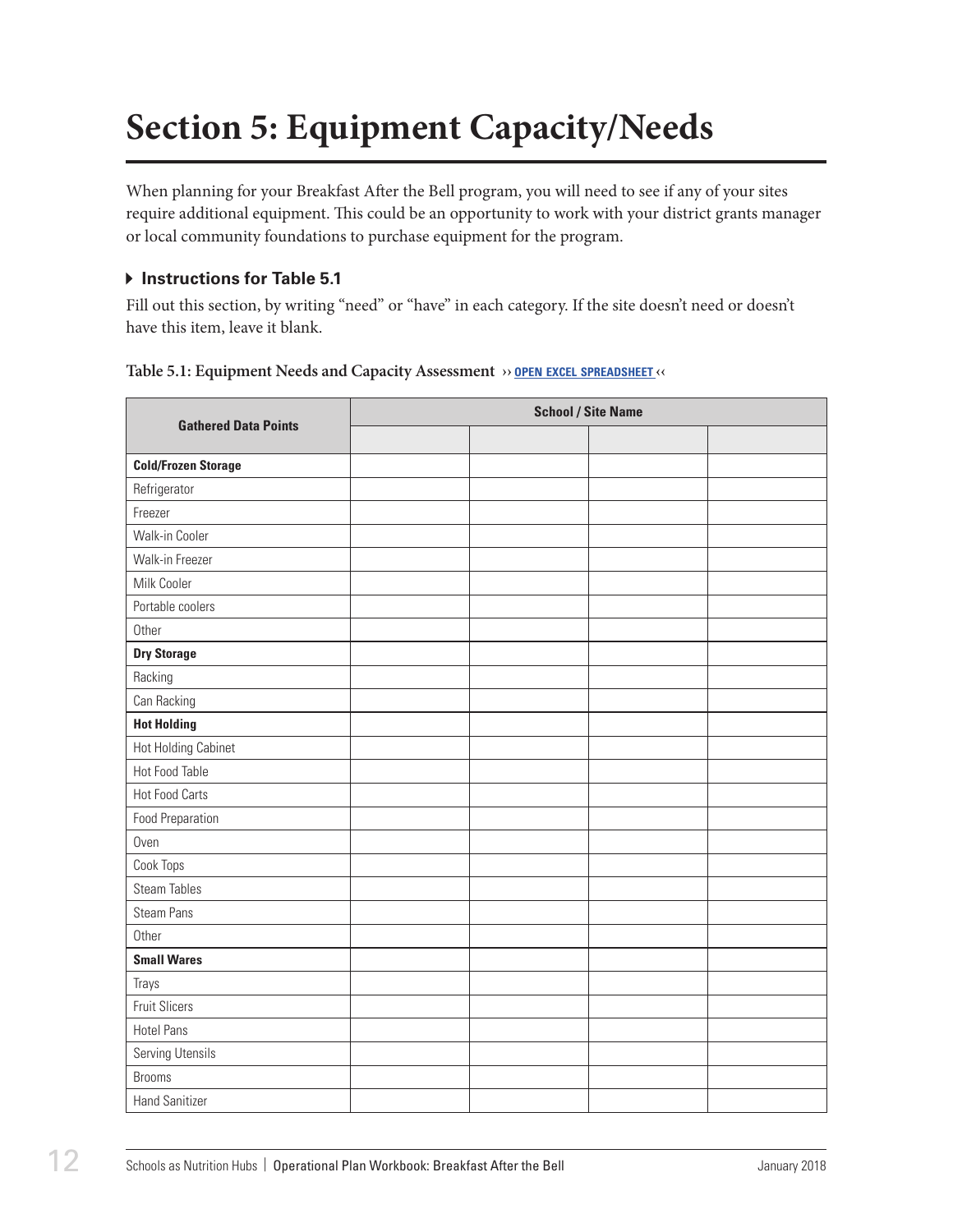# Section 5: Equipment Capacity/Needs

When planning for your Breakfast After the Bell program, you will need to see if any of your sites require additional equipment. This could be an opportunity to work with your district grants manager or local community foundations to purchase equipment for the program.

### ▶ Instructions for Table 5.1

Fill out this section, by writing "need" or "have" in each category. If the site doesn't need or doesn't have this item, leave it blank.

**Table 5.1: Equipment Needs and Capacity Assessment** ›› OPEN EXCEL SPREADSHEET ‹‹

| Gathered Data Points | School / Site Name | | | |
|---|---|---|---|---|
| | | | | |
| **Cold/Frozen Storage** | | | | |
| Refrigerator | | | | |
| Freezer | | | | |
| Walk-in Cooler | | | | |
| Walk-in Freezer | | | | |
| Milk Cooler | | | | |
| Portable coolers | | | | |
| Other | | | | |
| **Dry Storage** | | | | |
| Racking | | | | |
| Can Racking | | | | |
| **Hot Holding** | | | | |
| Hot Holding Cabinet | | | | |
| Hot Food Table | | | | |
| Hot Food Carts | | | | |
| Food Preparation | | | | |
| Oven | | | | |
| Cook Tops | | | | |
| Steam Tables | | | | |
| Steam Pans | | | | |
| Other | | | | |
| **Small Wares** | | | | |
| Trays | | | | |
| Fruit Slicers | | | | |
| Hotel Pans | | | | |
| Serving Utensils | | | | |
| Brooms | | | | |
| Hand Sanitizer | | | | |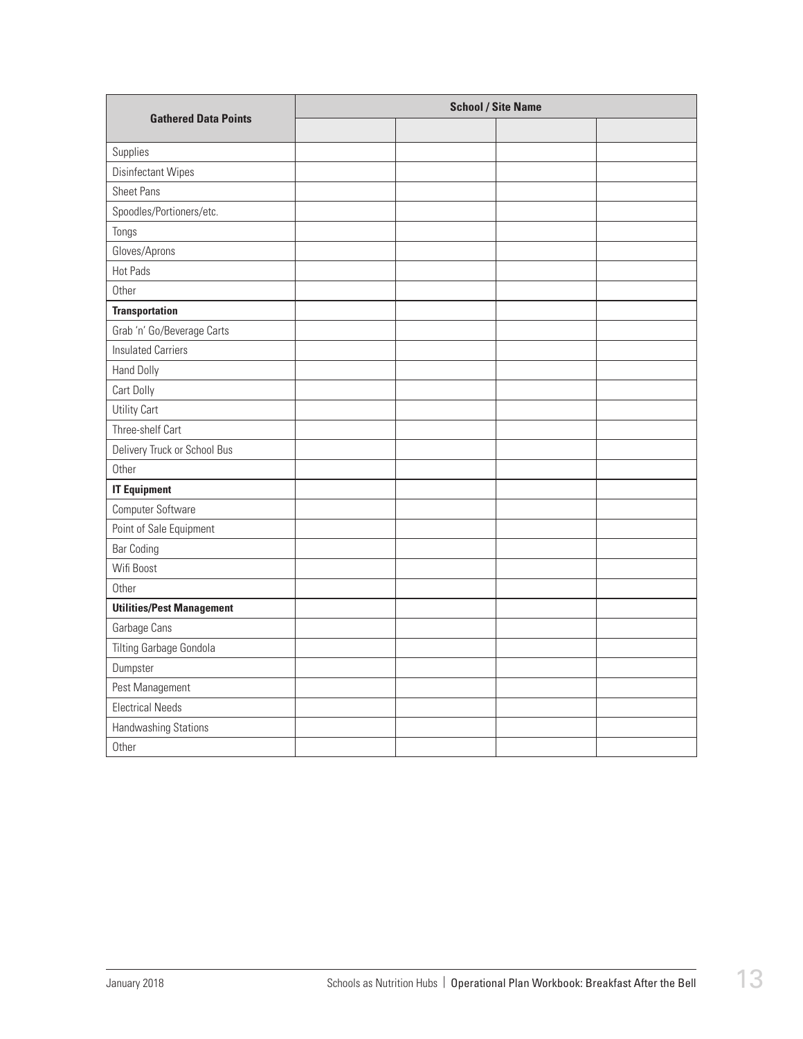| Gathered Data Points | School / Site Name | | | |
|---|---|---|---|---|
| | | | | |
| Supplies | | | | |
| Disinfectant Wipes | | | | |
| Sheet Pans | | | | |
| Spoodles/Portioners/etc. | | | | |
| Tongs | | | | |
| Gloves/Aprons | | | | |
| Hot Pads | | | | |
| Other | | | | |
| **Transportation** | | | | |
| Grab 'n' Go/Beverage Carts | | | | |
| Insulated Carriers | | | | |
| Hand Dolly | | | | |
| Cart Dolly | | | | |
| Utility Cart | | | | |
| Three-shelf Cart | | | | |
| Delivery Truck or School Bus | | | | |
| Other | | | | |
| **IT Equipment** | | | | |
| Computer Software | | | | |
| Point of Sale Equipment | | | | |
| Bar Coding | | | | |
| Wifi Boost | | | | |
| Other | | | | |
| **Utilities/Pest Management** | | | | |
| Garbage Cans | | | | |
| Tilting Garbage Gondola | | | | |
| Dumpster | | | | |
| Pest Management | | | | |
| Electrical Needs | | | | |
| Handwashing Stations | | | | |
| Other | | | | |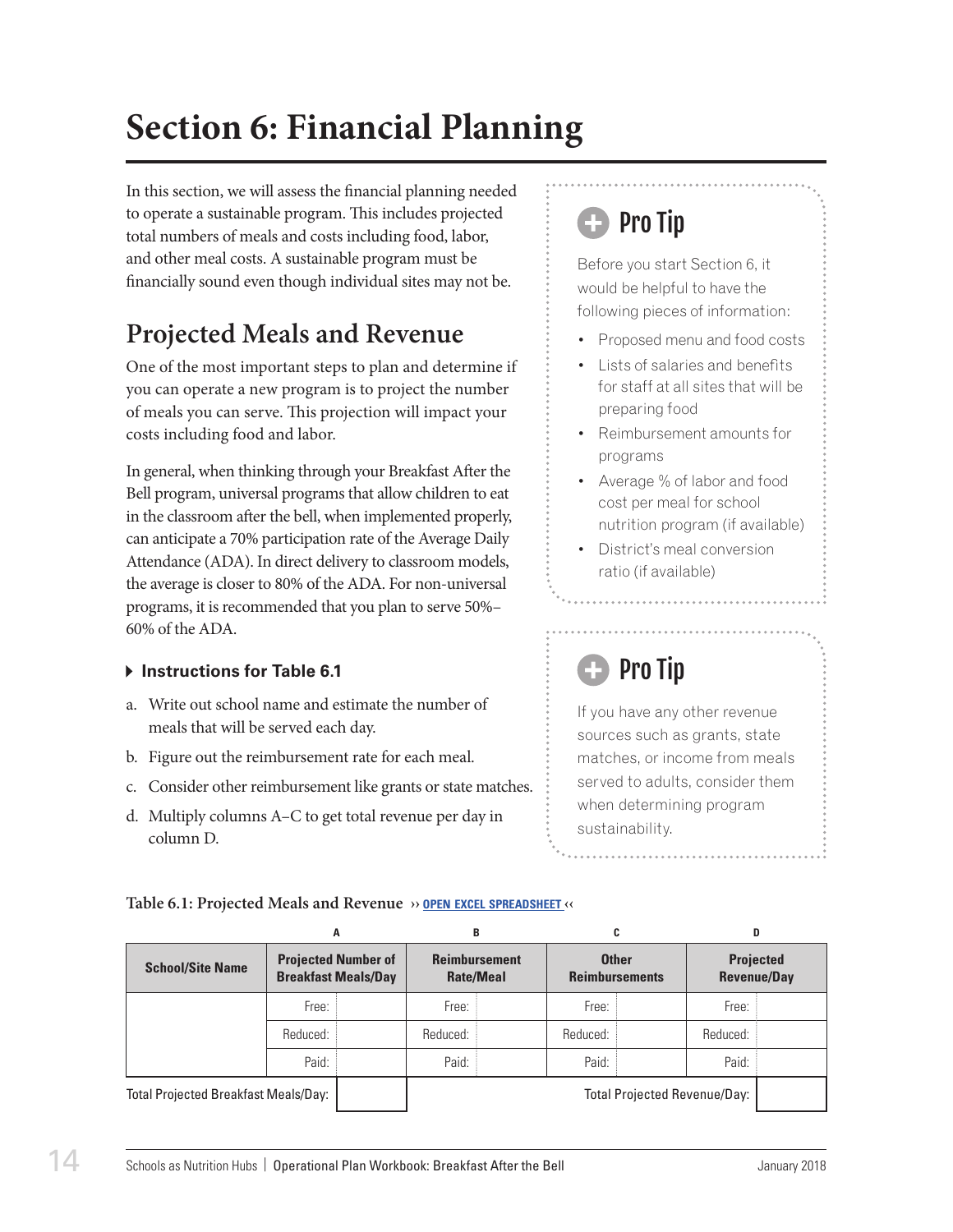# Section 6: Financial Planning

In this section, we will assess the financial planning needed to operate a sustainable program. This includes projected total numbers of meals and costs including food, labor, and other meal costs. A sustainable program must be financially sound even though individual sites may not be.

## Projected Meals and Revenue

One of the most important steps to plan and determine if you can operate a new program is to project the number of meals you can serve. This projection will impact your costs including food and labor.

In general, when thinking through your Breakfast After the Bell program, universal programs that allow children to eat in the classroom after the bell, when implemented properly, can anticipate a 70% participation rate of the Average Daily Attendance (ADA). In direct delivery to classroom models, the average is closer to 80% of the ADA. For non-universal programs, it is recommended that you plan to serve 50%–60% of the ADA.

### Instructions for Table 6.1

a. Write out school name and estimate the number of meals that will be served each day.

b. Figure out the reimbursement rate for each meal.

c. Consider other reimbursement like grants or state matches.

d. Multiply columns A–C to get total revenue per day in column D.

> **Pro Tip**
>
> Before you start Section 6, it would be helpful to have the following pieces of information:
>
> - Proposed menu and food costs
> - Lists of salaries and benefits for staff at all sites that will be preparing food
> - Reimbursement amounts for programs
> - Average % of labor and food cost per meal for school nutrition program (if available)
> - District's meal conversion ratio (if available)

> **Pro Tip**
>
> If you have any other revenue sources such as grants, state matches, or income from meals served to adults, consider them when determining program sustainability.

**Table 6.1: Projected Meals and Revenue** ›› OPEN EXCEL SPREADSHEET ‹‹

| | A | | B | | C | | D | |
|---|---|---|---|---|---|---|---|---|
| **School/Site Name** | **Projected Number of Breakfast Meals/Day** | | **Reimbursement Rate/Meal** | | **Other Reimbursements** | | **Projected Revenue/Day** | |
| | Free: | | Free: | | Free: | | Free: | |
| | Reduced: | | Reduced: | | Reduced: | | Reduced: | |
| | Paid: | | Paid: | | Paid: | | Paid: | |
| Total Projected Breakfast Meals/Day: | | | | | | Total Projected Revenue/Day: | | |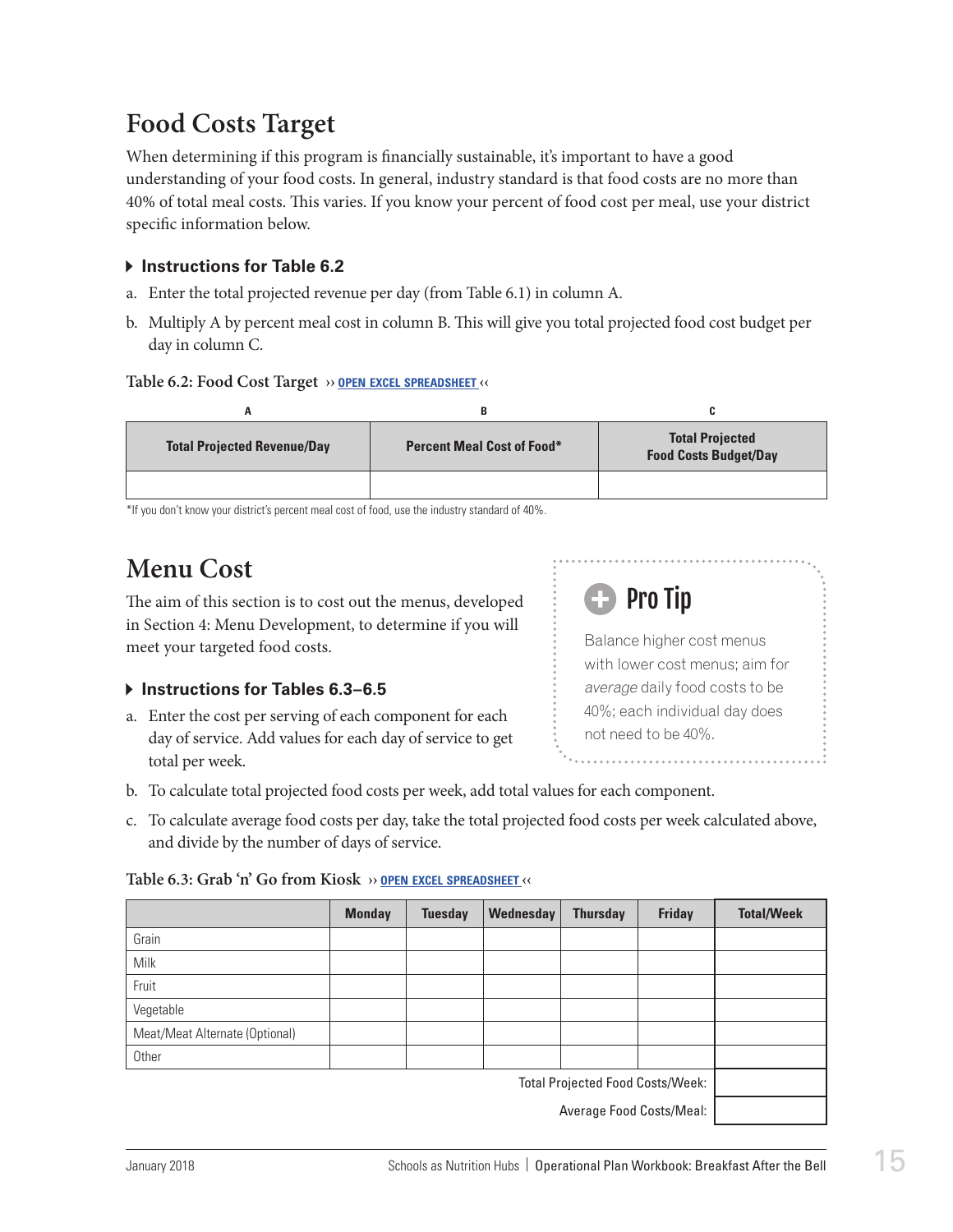## Food Costs Target

When determining if this program is financially sustainable, it's important to have a good understanding of your food costs. In general, industry standard is that food costs are no more than 40% of total meal costs. This varies. If you know your percent of food cost per meal, use your district specific information below.

### Instructions for Table 6.2

a. Enter the total projected revenue per day (from Table 6.1) in column A.

b. Multiply A by percent meal cost in column B. This will give you total projected food cost budget per day in column C.

**Table 6.2: Food Cost Target** ›› OPEN EXCEL SPREADSHEET ‹‹

| A | B | C |
|---|---|---|
| **Total Projected Revenue/Day** | **Percent Meal Cost of Food*** | **Total Projected Food Costs Budget/Day** |
| | | |

*If you don't know your district's percent meal cost of food, use the industry standard of 40%.

## Menu Cost

The aim of this section is to cost out the menus, developed in Section 4: Menu Development, to determine if you will meet your targeted food costs.

> **Pro Tip**
>
> Balance higher cost menus with lower cost menus; aim for *average* daily food costs to be 40%; each individual day does not need to be 40%.

### Instructions for Tables 6.3–6.5

a. Enter the cost per serving of each component for each day of service. Add values for each day of service to get total per week.

b. To calculate total projected food costs per week, add total values for each component.

c. To calculate average food costs per day, take the total projected food costs per week calculated above, and divide by the number of days of service.

**Table 6.3: Grab 'n' Go from Kiosk** ›› OPEN EXCEL SPREADSHEET ‹‹

| | Monday | Tuesday | Wednesday | Thursday | Friday | Total/Week |
|---|---|---|---|---|---|---|
| Grain | | | | | | |
| Milk | | | | | | |
| Fruit | | | | | | |
| Vegetable | | | | | | |
| Meat/Meat Alternate (Optional) | | | | | | |
| Other | | | | | | |
| | | | | | Total Projected Food Costs/Week: | |
| | | | | | Average Food Costs/Meal: | |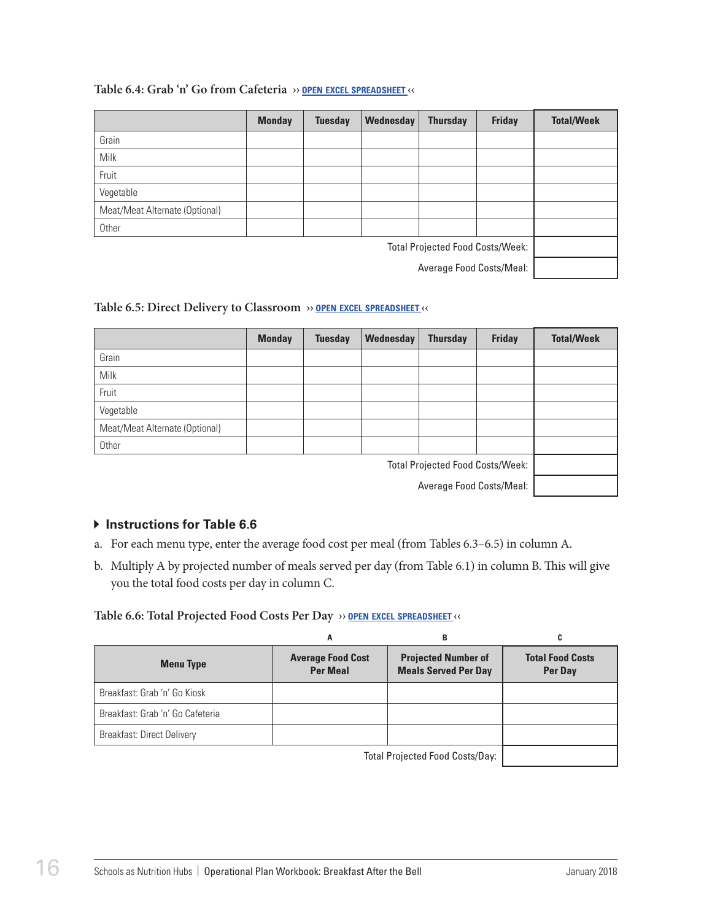**Table 6.4: Grab 'n' Go from Cafeteria** ›› OPEN EXCEL SPREADSHEET ‹‹

| | Monday | Tuesday | Wednesday | Thursday | Friday | Total/Week |
|---|---|---|---|---|---|---|
| Grain | | | | | | |
| Milk | | | | | | |
| Fruit | | | | | | |
| Vegetable | | | | | | |
| Meat/Meat Alternate (Optional) | | | | | | |
| Other | | | | | | |
| | | | | | Total Projected Food Costs/Week: | |
| | | | | | Average Food Costs/Meal: | |

**Table 6.5: Direct Delivery to Classroom** ›› OPEN EXCEL SPREADSHEET ‹‹

| | Monday | Tuesday | Wednesday | Thursday | Friday | Total/Week |
|---|---|---|---|---|---|---|
| Grain | | | | | | |
| Milk | | | | | | |
| Fruit | | | | | | |
| Vegetable | | | | | | |
| Meat/Meat Alternate (Optional) | | | | | | |
| Other | | | | | | |
| | | | | | Total Projected Food Costs/Week: | |
| | | | | | Average Food Costs/Meal: | |

### Instructions for Table 6.6

a. For each menu type, enter the average food cost per meal (from Tables 6.3–6.5) in column A.

b. Multiply A by projected number of meals served per day (from Table 6.1) in column B. This will give you the total food costs per day in column C.

**Table 6.6: Total Projected Food Costs Per Day** ›› OPEN EXCEL SPREADSHEET ‹‹

| | A | B | C |
|---|---|---|---|
| Menu Type | Average Food Cost Per Meal | Projected Number of Meals Served Per Day | Total Food Costs Per Day |
| Breakfast: Grab 'n' Go Kiosk | | | |
| Breakfast: Grab 'n' Go Cafeteria | | | |
| Breakfast: Direct Delivery | | | |
| | | Total Projected Food Costs/Day: | |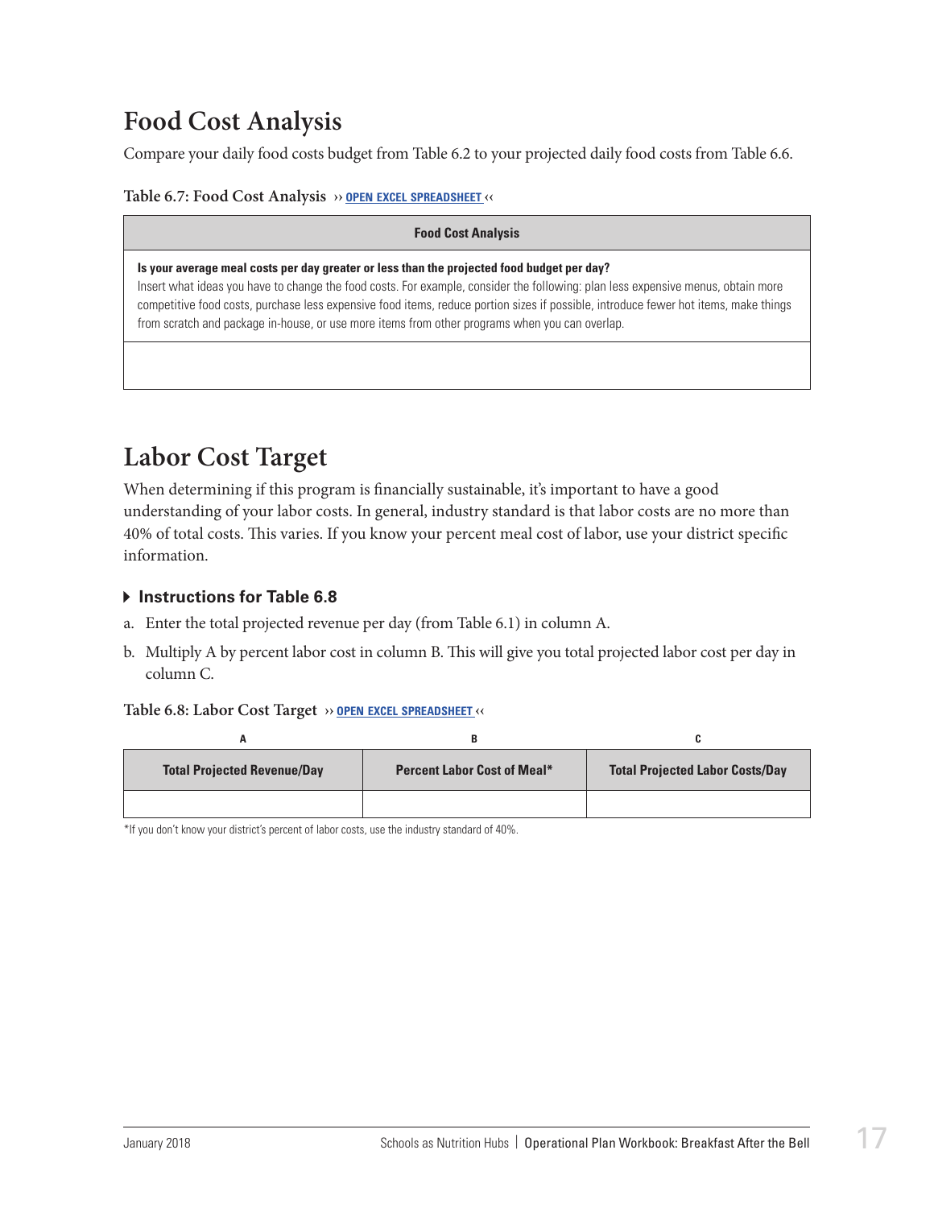## Food Cost Analysis

Compare your daily food costs budget from Table 6.2 to your projected daily food costs from Table 6.6.

**Table 6.7: Food Cost Analysis** ›› OPEN EXCEL SPREADSHEET ‹‹

| Food Cost Analysis |
|---|
| **Is your average meal costs per day greater or less than the projected food budget per day?**<br>Insert what ideas you have to change the food costs. For example, consider the following: plan less expensive menus, obtain more competitive food costs, purchase less expensive food items, reduce portion sizes if possible, introduce fewer hot items, make things from scratch and package in-house, or use more items from other programs when you can overlap. |
| |

## Labor Cost Target

When determining if this program is financially sustainable, it's important to have a good understanding of your labor costs. In general, industry standard is that labor costs are no more than 40% of total costs. This varies. If you know your percent meal cost of labor, use your district specific information.

### Instructions for Table 6.8

a. Enter the total projected revenue per day (from Table 6.1) in column A.

b. Multiply A by percent labor cost in column B. This will give you total projected labor cost per day in column C.

**Table 6.8: Labor Cost Target** ›› OPEN EXCEL SPREADSHEET ‹‹

| A | B | C |
|---|---|---|
| **Total Projected Revenue/Day** | **Percent Labor Cost of Meal*** | **Total Projected Labor Costs/Day** |
| | | |

*If you don't know your district's percent of labor costs, use the industry standard of 40%.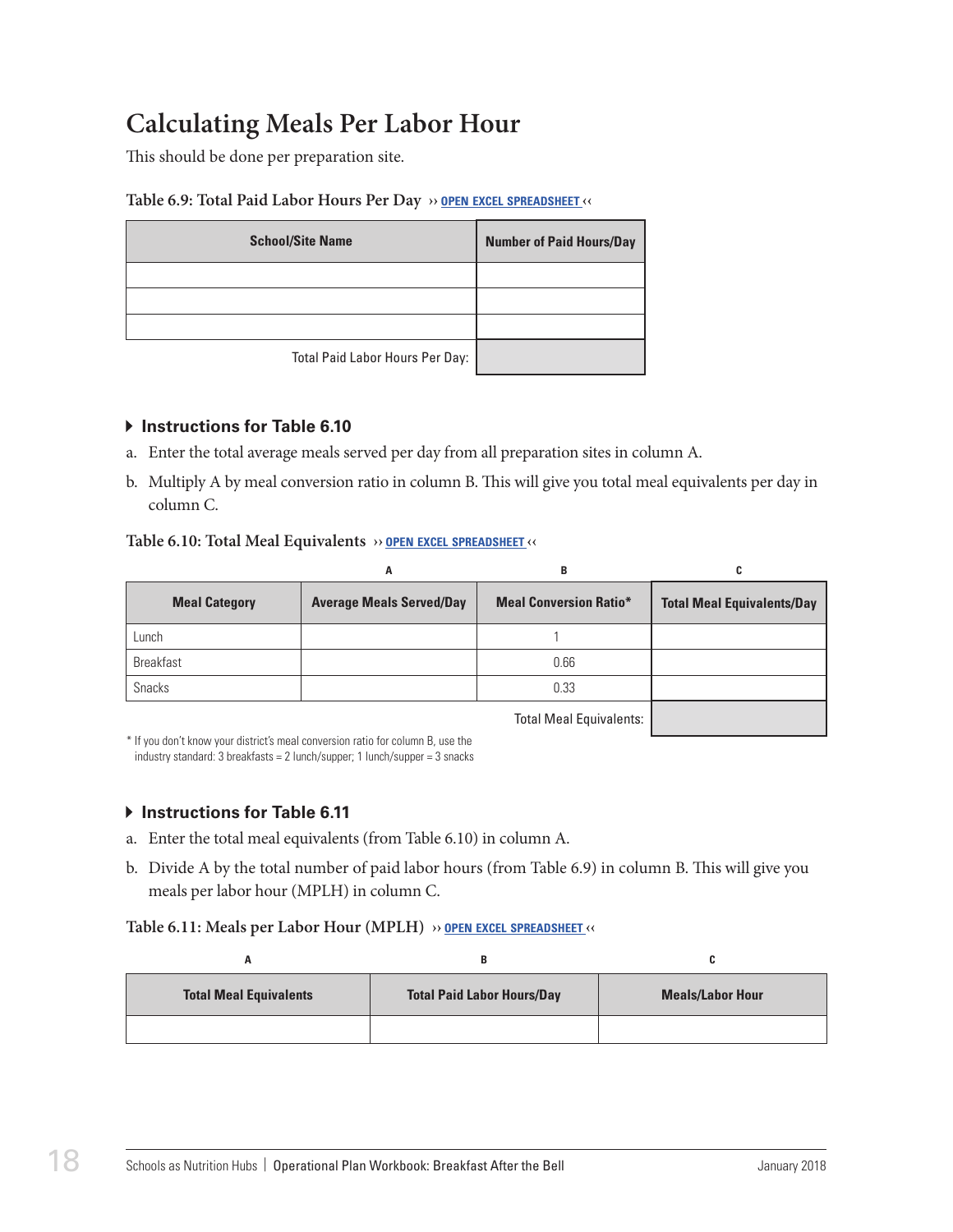# Calculating Meals Per Labor Hour

This should be done per preparation site.

**Table 6.9: Total Paid Labor Hours Per Day** ›› OPEN EXCEL SPREADSHEET ‹‹

| School/Site Name | Number of Paid Hours/Day |
|---|---|
| | |
| | |
| | |
| Total Paid Labor Hours Per Day: | |

### Instructions for Table 6.10

a. Enter the total average meals served per day from all preparation sites in column A.

b. Multiply A by meal conversion ratio in column B. This will give you total meal equivalents per day in column C.

**Table 6.10: Total Meal Equivalents** ›› OPEN EXCEL SPREADSHEET ‹‹

| | A | B | C |
|---|---|---|---|
| Meal Category | Average Meals Served/Day | Meal Conversion Ratio* | Total Meal Equivalents/Day |
| Lunch | | 1 | |
| Breakfast | | 0.66 | |
| Snacks | | 0.33 | |
| | | Total Meal Equivalents: | |

\* If you don't know your district's meal conversion ratio for column B, use the industry standard: 3 breakfasts = 2 lunch/supper; 1 lunch/supper = 3 snacks

### Instructions for Table 6.11

a. Enter the total meal equivalents (from Table 6.10) in column A.

b. Divide A by the total number of paid labor hours (from Table 6.9) in column B. This will give you meals per labor hour (MPLH) in column C.

**Table 6.11: Meals per Labor Hour (MPLH)** ›› OPEN EXCEL SPREADSHEET ‹‹

| A | B | C |
|---|---|---|
| Total Meal Equivalents | Total Paid Labor Hours/Day | Meals/Labor Hour |
| | | |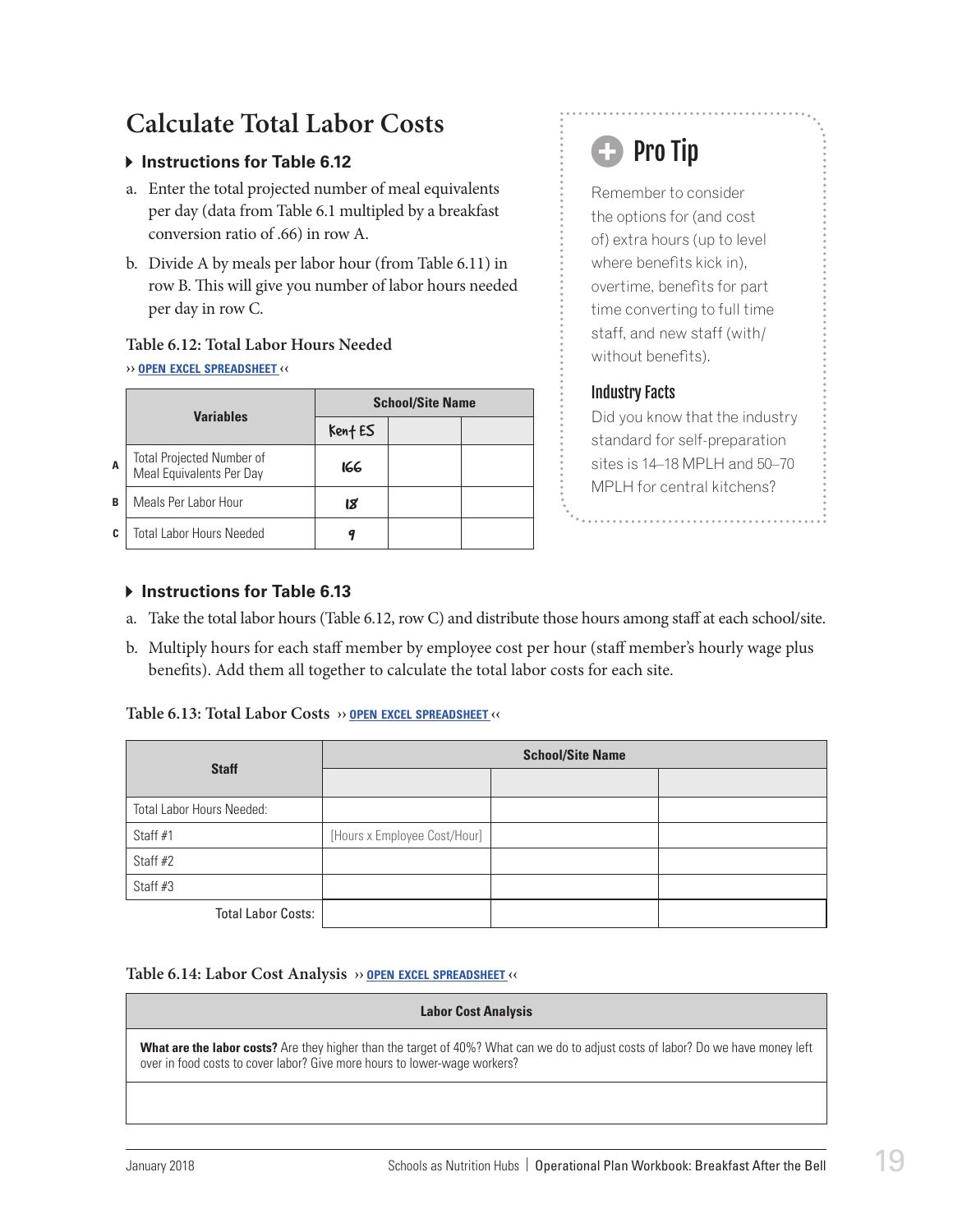## Calculate Total Labor Costs

### Instructions for Table 6.12

a. Enter the total projected number of meal equivalents per day (data from Table 6.1 multiplied by a breakfast conversion ratio of .66) in row A.

b. Divide A by meals per labor hour (from Table 6.11) in row B. This will give you number of labor hours needed per day in row C.

**Table 6.12: Total Labor Hours Needed**

›› OPEN EXCEL SPREADSHEET ‹‹

| | Variables | School/Site Name | | |
|---|---|---|---|---|
| | | Kent ES | | |
| A | Total Projected Number of Meal Equivalents Per Day | 166 | | |
| B | Meals Per Labor Hour | 18 | | |
| C | Total Labor Hours Needed | 9 | | |

### Pro Tip

Remember to consider the options for (and cost of) extra hours (up to level where benefits kick in), overtime, benefits for part time converting to full time staff, and new staff (with/without benefits).

#### Industry Facts

Did you know that the industry standard for self-preparation sites is 14–18 MPLH and 50–70 MPLH for central kitchens?

### Instructions for Table 6.13

a. Take the total labor hours (Table 6.12, row C) and distribute those hours among staff at each school/site.

b. Multiply hours for each staff member by employee cost per hour (staff member's hourly wage plus benefits). Add them all together to calculate the total labor costs for each site.

**Table 6.13: Total Labor Costs** ›› OPEN EXCEL SPREADSHEET ‹‹

| Staff | School/Site Name | | |
|---|---|---|---|
| | | | |
| Total Labor Hours Needed: | | | |
| Staff #1 | [Hours x Employee Cost/Hour] | | |
| Staff #2 | | | |
| Staff #3 | | | |
| Total Labor Costs: | | | |

**Table 6.14: Labor Cost Analysis** ›› OPEN EXCEL SPREADSHEET ‹‹

| Labor Cost Analysis |
|---|
| **What are the labor costs?** Are they higher than the target of 40%? What can we do to adjust costs of labor? Do we have money left over in food costs to cover labor? Give more hours to lower-wage workers? |
| |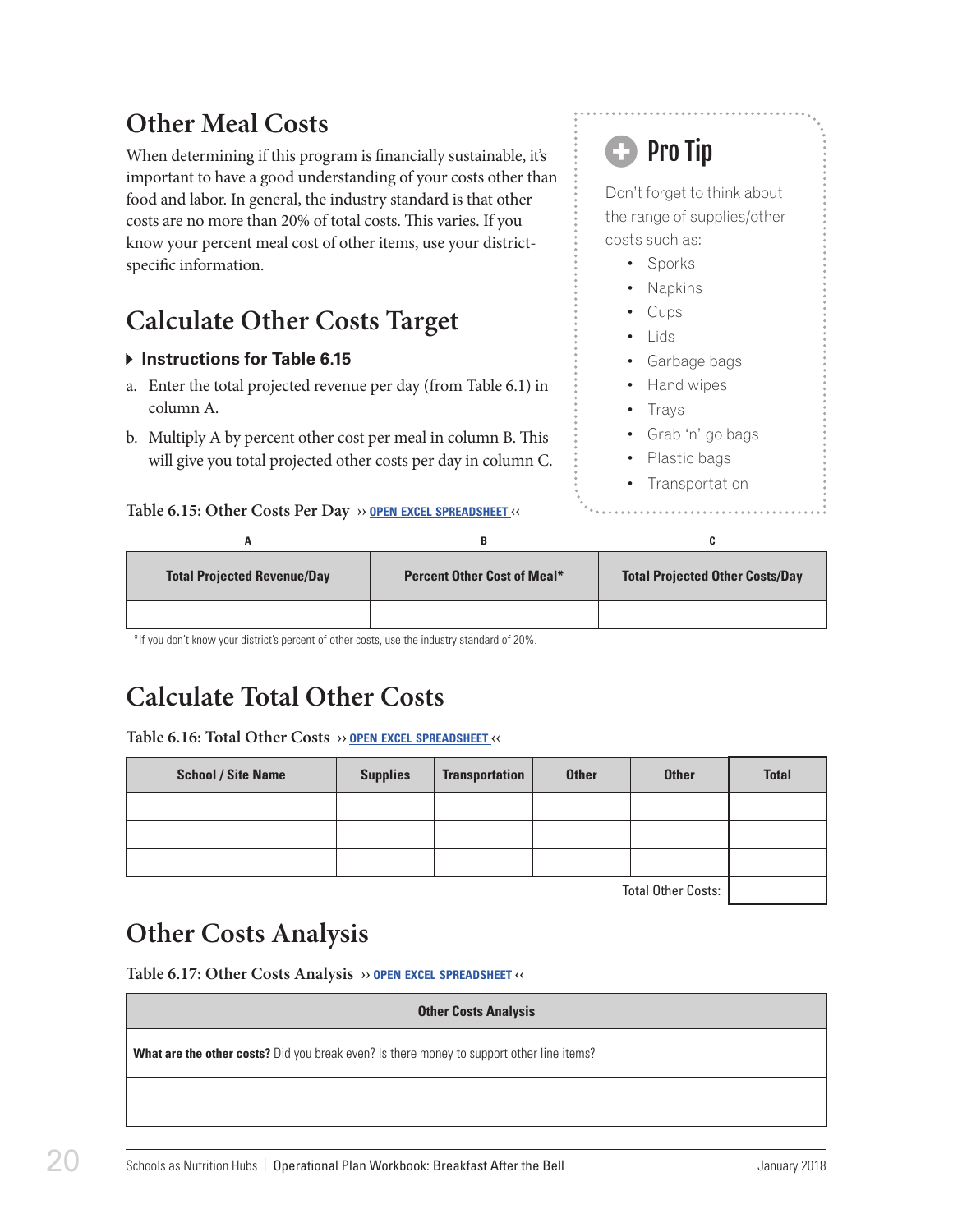## Other Meal Costs

When determining if this program is financially sustainable, it's important to have a good understanding of your costs other than food and labor. In general, the industry standard is that other costs are no more than 20% of total costs. This varies. If you know your percent meal cost of other items, use your district-specific information.

## Calculate Other Costs Target

**Instructions for Table 6.15**

a. Enter the total projected revenue per day (from Table 6.1) in column A.

b. Multiply A by percent other cost per meal in column B. This will give you total projected other costs per day in column C.

**Pro Tip**

Don't forget to think about the range of supplies/other costs such as:

- Sporks
- Napkins
- Cups
- Lids
- Garbage bags
- Hand wipes
- Trays
- Grab 'n' go bags
- Plastic bags
- Transportation

**Table 6.15: Other Costs Per Day** ›› OPEN EXCEL SPREADSHEET ‹‹

| A | B | C |
|---|---|---|
| Total Projected Revenue/Day | Percent Other Cost of Meal* | Total Projected Other Costs/Day |
| | | |

*If you don't know your district's percent of other costs, use the industry standard of 20%.

## Calculate Total Other Costs

**Table 6.16: Total Other Costs** ›› OPEN EXCEL SPREADSHEET ‹‹

| School / Site Name | Supplies | Transportation | Other | Other | Total |
|---|---|---|---|---|---|
| | | | | | |
| | | | | | |
| | | | | | |
| | | | | Total Other Costs: | |

## Other Costs Analysis

**Table 6.17: Other Costs Analysis** ›› OPEN EXCEL SPREADSHEET ‹‹

| Other Costs Analysis |
|---|
| **What are the other costs?** Did you break even? Is there money to support other line items? |
| |